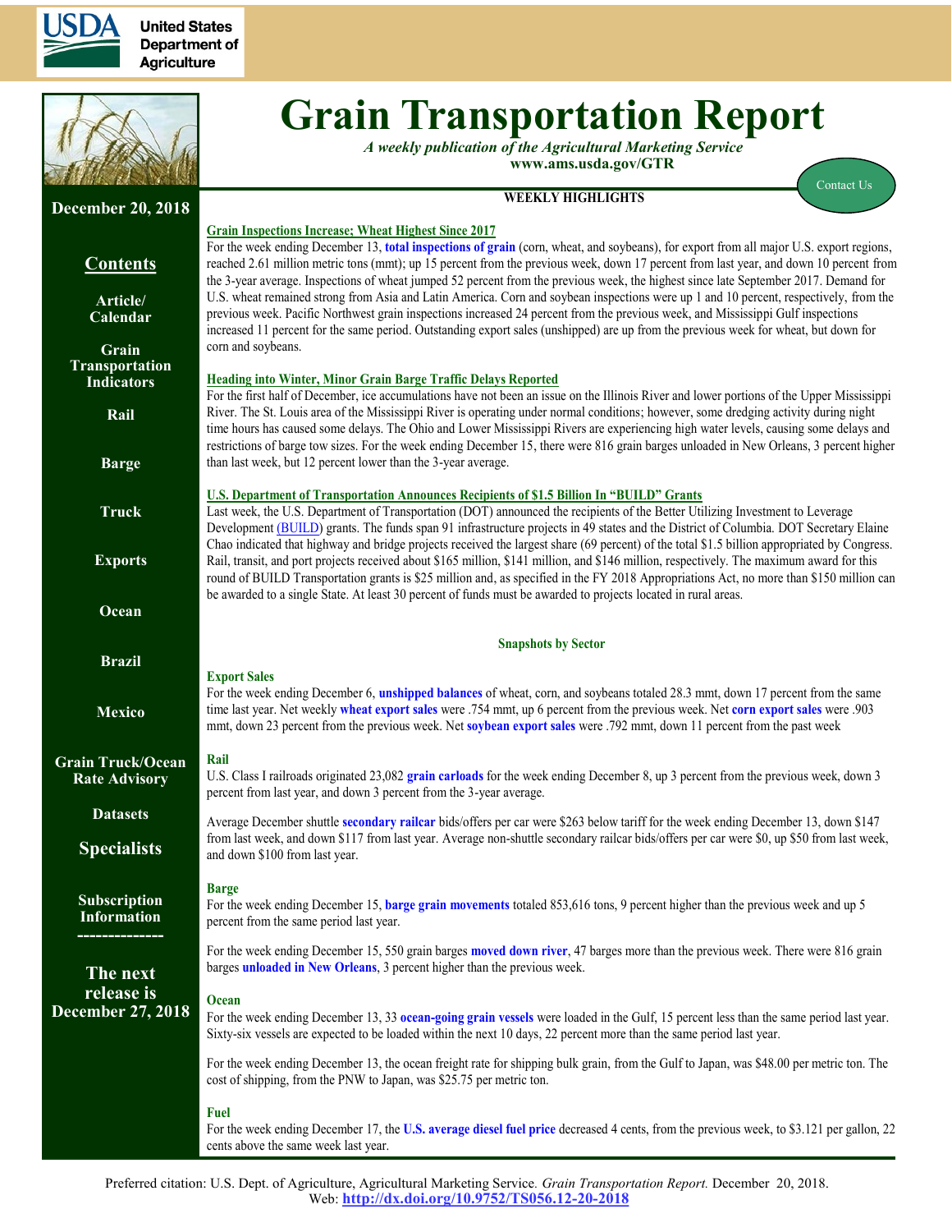United States Department of Agriculture

# Grain Transportation Report

*A weekly publication of the Agricultural Marketing Service*
**www.ams.usda.gov/GTR**

Contact Us

**December 20, 2018**

## Contents

- Article/Calendar
- Grain Transportation Indicators
- Rail
- Barge
- Truck
- Exports
- Ocean
- Brazil
- Mexico
- Grain Truck/Ocean Rate Advisory
- Datasets
- Specialists
- Subscription Information

**The next release is December 27, 2018**

## WEEKLY HIGHLIGHTS

### Grain Inspections Increase; Wheat Highest Since 2017

For the week ending December 13, **total inspections of grain** (corn, wheat, and soybeans), for export from all major U.S. export regions, reached 2.61 million metric tons (mmt); up 15 percent from the previous week, down 17 percent from last year, and down 10 percent from the 3-year average. Inspections of wheat jumped 52 percent from the previous week, the highest since late September 2017. Demand for U.S. wheat remained strong from Asia and Latin America. Corn and soybean inspections were up 1 and 10 percent, respectively, from the previous week. Pacific Northwest grain inspections increased 24 percent from the previous week, and Mississippi Gulf inspections increased 11 percent for the same period. Outstanding export sales (unshipped) are up from the previous week for wheat, but down for corn and soybeans.

### Heading into Winter, Minor Grain Barge Traffic Delays Reported

For the first half of December, ice accumulations have not been an issue on the Illinois River and lower portions of the Upper Mississippi River. The St. Louis area of the Mississippi River is operating under normal conditions; however, some dredging activity during night time hours has caused some delays. The Ohio and Lower Mississippi Rivers are experiencing high water levels, causing some delays and restrictions of barge tow sizes. For the week ending December 15, there were 816 grain barges unloaded in New Orleans, 3 percent higher than last week, but 12 percent lower than the 3-year average.

### U.S. Department of Transportation Announces Recipients of $1.5 Billion In "BUILD" Grants

Last week, the U.S. Department of Transportation (DOT) announced the recipients of the Better Utilizing Investment to Leverage Development (BUILD) grants. The funds span 91 infrastructure projects in 49 states and the District of Columbia. DOT Secretary Elaine Chao indicated that highway and bridge projects received the largest share (69 percent) of the total $1.5 billion appropriated by Congress. Rail, transit, and port projects received about $165 million, $141 million, and $146 million, respectively. The maximum award for this round of BUILD Transportation grants is $25 million and, as specified in the FY 2018 Appropriations Act, no more than $150 million can be awarded to a single State. At least 30 percent of funds must be awarded to projects located in rural areas.

## Snapshots by Sector

### Export Sales

For the week ending December 6, **unshipped balances** of wheat, corn, and soybeans totaled 28.3 mmt, down 17 percent from the same time last year. Net weekly **wheat export sales** were .754 mmt, up 6 percent from the previous week. Net **corn export sales** were .903 mmt, down 23 percent from the previous week. Net **soybean export sales** were .792 mmt, down 11 percent from the past week

### Rail

U.S. Class I railroads originated 23,082 **grain carloads** for the week ending December 8, up 3 percent from the previous week, down 3 percent from last year, and down 3 percent from the 3-year average.

Average December shuttle **secondary railcar** bids/offers per car were $263 below tariff for the week ending December 13, down $147 from last week, and down $117 from last year. Average non-shuttle secondary railcar bids/offers per car were $0, up $50 from last week, and down $100 from last year.

### Barge

For the week ending December 15, **barge grain movements** totaled 853,616 tons, 9 percent higher than the previous week and up 5 percent from the same period last year.

For the week ending December 15, 550 grain barges **moved down river**, 47 barges more than the previous week. There were 816 grain barges **unloaded in New Orleans**, 3 percent higher than the previous week.

### Ocean

For the week ending December 13, 33 **ocean-going grain vessels** were loaded in the Gulf, 15 percent less than the same period last year. Sixty-six vessels are expected to be loaded within the next 10 days, 22 percent more than the same period last year.

For the week ending December 13, the ocean freight rate for shipping bulk grain, from the Gulf to Japan, was $48.00 per metric ton. The cost of shipping, from the PNW to Japan, was $25.75 per metric ton.

### Fuel

For the week ending December 17, the **U.S. average diesel fuel price** decreased 4 cents, from the previous week, to $3.121 per gallon, 22 cents above the same week last year.

Preferred citation: U.S. Dept. of Agriculture, Agricultural Marketing Service. *Grain Transportation Report.* December 20, 2018. Web: **http://dx.doi.org/10.9752/TS056.12-20-2018**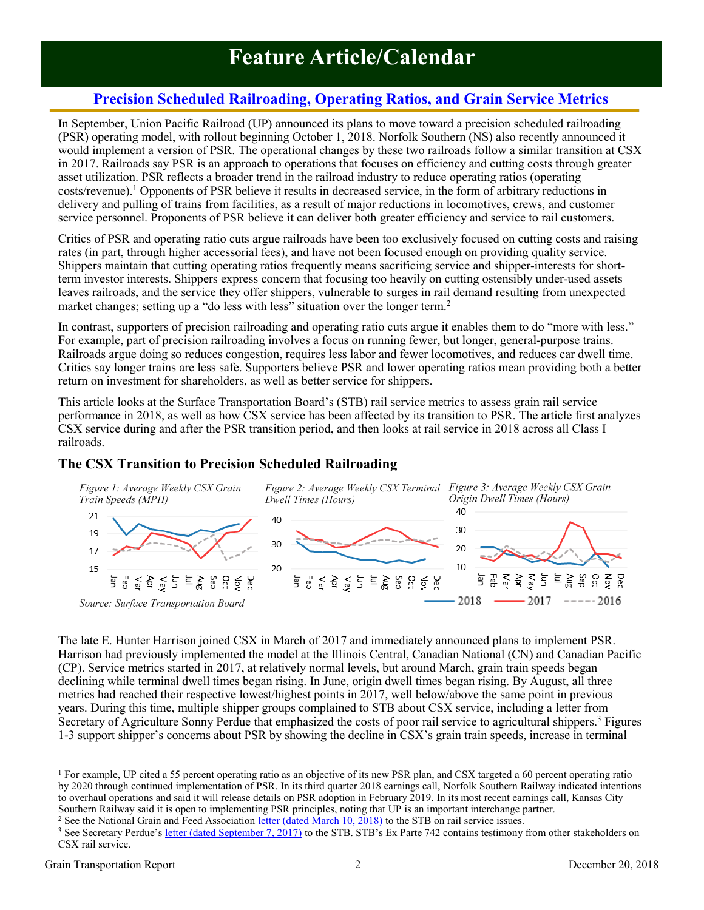# Feature Article/Calendar

## Precision Scheduled Railroading, Operating Ratios, and Grain Service Metrics

In September, Union Pacific Railroad (UP) announced its plans to move toward a precision scheduled railroading (PSR) operating model, with rollout beginning October 1, 2018. Norfolk Southern (NS) also recently announced it would implement a version of PSR. The operational changes by these two railroads follow a similar transition at CSX in 2017. Railroads say PSR is an approach to operations that focuses on efficiency and cutting costs through greater asset utilization. PSR reflects a broader trend in the railroad industry to reduce operating ratios (operating costs/revenue).[1] Opponents of PSR believe it results in decreased service, in the form of arbitrary reductions in delivery and pulling of trains from facilities, as a result of major reductions in locomotives, crews, and customer service personnel. Proponents of PSR believe it can deliver both greater efficiency and service to rail customers.

Critics of PSR and operating ratio cuts argue railroads have been too exclusively focused on cutting costs and raising rates (in part, through higher accessorial fees), and have not been focused enough on providing quality service. Shippers maintain that cutting operating ratios frequently means sacrificing service and shipper-interests for short-term investor interests. Shippers express concern that focusing too heavily on cutting ostensibly under-used assets leaves railroads, and the service they offer shippers, vulnerable to surges in rail demand resulting from unexpected market changes; setting up a "do less with less" situation over the longer term.[2]

In contrast, supporters of precision railroading and operating ratio cuts argue it enables them to do "more with less." For example, part of precision railroading involves a focus on running fewer, but longer, general-purpose trains. Railroads argue doing so reduces congestion, requires less labor and fewer locomotives, and reduces car dwell time. Critics say longer trains are less safe. Supporters believe PSR and lower operating ratios mean providing both a better return on investment for shareholders, as well as better service for shippers.

This article looks at the Surface Transportation Board's (STB) rail service metrics to assess grain rail service performance in 2018, as well as how CSX service has been affected by its transition to PSR. The article first analyzes CSX service during and after the PSR transition period, and then looks at rail service in 2018 across all Class I railroads.

### The CSX Transition to Precision Scheduled Railroading

*Figure 1: Average Weekly CSX Grain Train Speeds (MPH)*

*Figure 2: Average Weekly CSX Terminal Dwell Times (Hours)*

*Figure 3: Average Weekly CSX Grain Origin Dwell Times (Hours)*

2018 — 2017 — 2016

*Source: Surface Transportation Board*

The late E. Hunter Harrison joined CSX in March of 2017 and immediately announced plans to implement PSR. Harrison had previously implemented the model at the Illinois Central, Canadian National (CN) and Canadian Pacific (CP). Service metrics started in 2017, at relatively normal levels, but around March, grain train speeds began declining while terminal dwell times began rising. In June, origin dwell times began rising. By August, all three metrics had reached their respective lowest/highest points in 2017, well below/above the same point in previous years. During this time, multiple shipper groups complained to STB about CSX service, including a letter from Secretary of Agriculture Sonny Perdue that emphasized the costs of poor rail service to agricultural shippers.[3] Figures 1-3 support shipper's concerns about PSR by showing the decline in CSX's grain train speeds, increase in terminal

---

[1] For example, UP cited a 55 percent operating ratio as an objective of its new PSR plan, and CSX targeted a 60 percent operating ratio by 2020 through continued implementation of PSR. In its third quarter 2018 earnings call, Norfolk Southern Railway indicated intentions to overhaul operations and said it will release details on PSR adoption in February 2019. In its most recent earnings call, Kansas City Southern Railway said it is open to implementing PSR principles, noting that UP is an important interchange partner.

[2] See the National Grain and Feed Association letter (dated March 10, 2018) to the STB on rail service issues.

[3] See Secretary Perdue's letter (dated September 7, 2017) to the STB. STB's Ex Parte 742 contains testimony from other stakeholders on CSX rail service.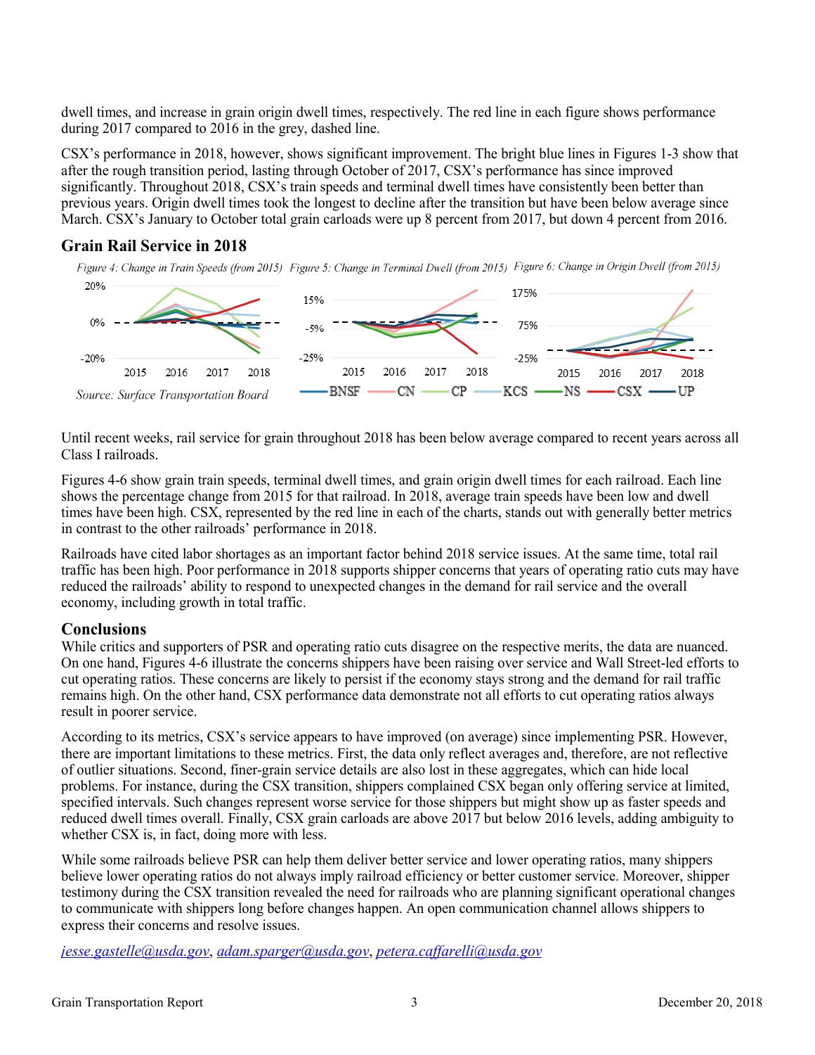dwell times, and increase in grain origin dwell times, respectively. The red line in each figure shows performance during 2017 compared to 2016 in the grey, dashed line.

CSX's performance in 2018, however, shows significant improvement. The bright blue lines in Figures 1-3 show that after the rough transition period, lasting through October of 2017, CSX's performance has since improved significantly. Throughout 2018, CSX's train speeds and terminal dwell times have consistently been better than previous years. Origin dwell times took the longest to decline after the transition but have been below average since March. CSX's January to October total grain carloads were up 8 percent from 2017, but down 4 percent from 2016.

## Grain Rail Service in 2018

*Figure 4: Change in Train Speeds (from 2015)* *Figure 5: Change in Terminal Dwell (from 2015)* *Figure 6: Change in Origin Dwell (from 2015)*

*Source: Surface Transportation Board*

Until recent weeks, rail service for grain throughout 2018 has been below average compared to recent years across all Class I railroads.

Figures 4-6 show grain train speeds, terminal dwell times, and grain origin dwell times for each railroad. Each line shows the percentage change from 2015 for that railroad. In 2018, average train speeds have been low and dwell times have been high. CSX, represented by the red line in each of the charts, stands out with generally better metrics in contrast to the other railroads' performance in 2018.

Railroads have cited labor shortages as an important factor behind 2018 service issues. At the same time, total rail traffic has been high. Poor performance in 2018 supports shipper concerns that years of operating ratio cuts may have reduced the railroads' ability to respond to unexpected changes in the demand for rail service and the overall economy, including growth in total traffic.

## Conclusions

While critics and supporters of PSR and operating ratio cuts disagree on the respective merits, the data are nuanced. On one hand, Figures 4-6 illustrate the concerns shippers have been raising over service and Wall Street-led efforts to cut operating ratios. These concerns are likely to persist if the economy stays strong and the demand for rail traffic remains high. On the other hand, CSX performance data demonstrate not all efforts to cut operating ratios always result in poorer service.

According to its metrics, CSX's service appears to have improved (on average) since implementing PSR. However, there are important limitations to these metrics. First, the data only reflect averages and, therefore, are not reflective of outlier situations. Second, finer-grain service details are also lost in these aggregates, which can hide local problems. For instance, during the CSX transition, shippers complained CSX began only offering service at limited, specified intervals. Such changes represent worse service for those shippers but might show up as faster speeds and reduced dwell times overall. Finally, CSX grain carloads are above 2017 but below 2016 levels, adding ambiguity to whether CSX is, in fact, doing more with less.

While some railroads believe PSR can help them deliver better service and lower operating ratios, many shippers believe lower operating ratios do not always imply railroad efficiency or better customer service. Moreover, shipper testimony during the CSX transition revealed the need for railroads who are planning significant operational changes to communicate with shippers long before changes happen. An open communication channel allows shippers to express their concerns and resolve issues.

*jesse.gastelle@usda.gov*, *adam.sparger@usda.gov*, *petera.caffarelli@usda.gov*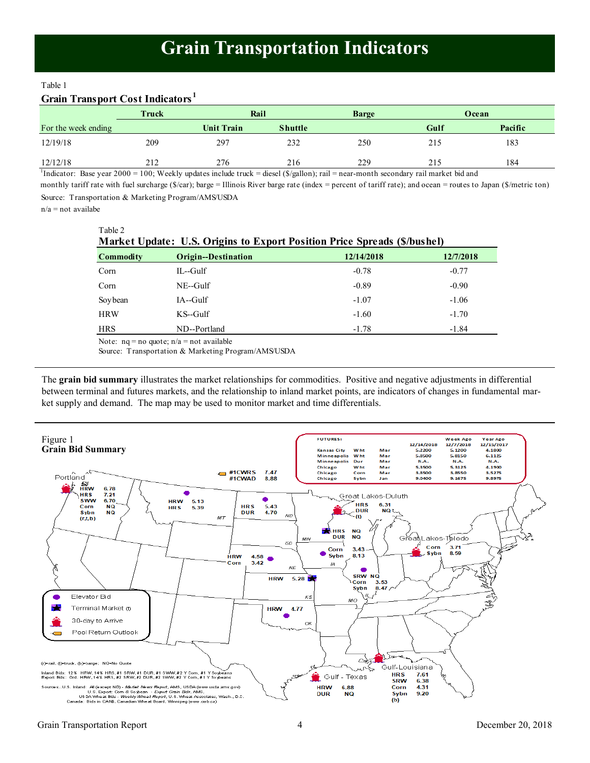# Grain Transportation Indicators

Table 1

**Grain Transport Cost Indicators**[1]

| | Truck | Rail | | Barge | Ocean | |
|---|---|---|---|---|---|---|
| For the week ending | | Unit Train | Shuttle | | Gulf | Pacific |
| 12/19/18 | 209 | 297 | 232 | 250 | 215 | 183 |
| 12/12/18 | 212 | 276 | 216 | 229 | 215 | 184 |

[1]Indicator: Base year 2000 = 100; Weekly updates include truck = diesel ($/gallon); rail = near-month secondary rail market bid and monthly tariff rate with fuel surcharge ($/car); barge = Illinois River barge rate (index = percent of tariff rate); and ocean = routes to Japan ($/metric ton)

Source: Transportation & Marketing Program/AMS/USDA

n/a = not availabe

Table 2

**Market Update: U.S. Origins to Export Position Price Spreads ($/bushel)**

| Commodity | Origin--Destination | 12/14/2018 | 12/7/2018 |
|---|---|---|---|
| Corn | IL--Gulf | -0.78 | -0.77 |
| Corn | NE--Gulf | -0.89 | -0.90 |
| Soybean | IA--Gulf | -1.07 | -1.06 |
| HRW | KS--Gulf | -1.60 | -1.70 |
| HRS | ND--Portland | -1.78 | -1.84 |

Note: nq = no quote; n/a = not available

Source: Transportation & Marketing Program/AMS/USDA

The **grain bid summary** illustrates the market relationships for commodities. Positive and negative adjustments in differential between terminal and futures markets, and the relationship to inland market points, are indicators of changes in fundamental market supply and demand. The map may be used to monitor market and time differentials.

Figure 1

**Grain Bid Summary**

FUTURES:

| | | | 12/14/2018 | Week Ago 12/7/2018 | Year Ago 12/15/2017 |
|---|---|---|---|---|---|
| Kansas City | Wht | Mar | 5.2200 | 5.1200 | 4.1800 |
| Minneapolis | Wht | Mar | 5.8500 | 5.8150 | 6.1125 |
| Minneapolis | Dur | Mar | N.A. | N.A. | N.A. |
| Chicago | Wht | Mar | 5.3500 | 5.3125 | 4.1900 |
| Chicago | Corn | Mar | 3.8500 | 3.8550 | 3.5275 |
| Chicago | Sybn | Jan | 9.0400 | 9.1675 | 9.8975 |

Portland: HRW 6.78; HRS 7.21; SWW 6.70; Corn NQ; Sybn NQ (r,t,b)

#1CWRS 7.47; #1CWAD 8.88

MT: HRW 5.13; HRS 5.39

ND: HRS 5.43; DUR 4.70

Great Lakes-Duluth: HRS 6.31; DUR NQ (t)

MN: HRS NQ; DUR NQ

Great Lakes-Toledo: Corn 3.71; Sybn 8.59

NE: HRW 4.58; Corn 3.42

IA: Corn 3.43; Sybn 8.13

KS: HRW 5.28

IL: SRW NQ; Corn 3.53; Sybn 8.47

OK: HRW 4.77

Gulf - Texas: HRW 6.88; DUR NQ

Gulf-Louisiana: HRS 7.61; SRW 6.38; Corn 4.31; Sybn 9.20 (b)

Legend: Elevator Bid; Terminal Market (t); 30-day to Arrive; Pool Return Outlook

(r)=rail, (t)=truck, (b)=barge; NQ=No Quote

Inland Bids: 12% HRW, 14% HRS, #1 SRW, #1 DUR, #1 SWW, #2 Y Corn, #1 Y Soybeans
Export Bids: Ord. HRW, 14% HRS, #2 SRW, #2 DUR, #2 SWW, #2 Y Corn, #1 Y Soybeans

Sources: U.S. Inland: All (except ND) - *Market News Report*, AMS, USDA (www.usda.ams.gov)
U.S. Export: Corn & Soybean -- *Export Grain Bids*, AMS.
US DA Wheat Bids - *Weekly Wheat Report*, U.S. Wheat Associates, Wash., D.C.
Canada: Bids in CAN$, Canadian Wheat Board, Winnipeg (www.cwb.ca)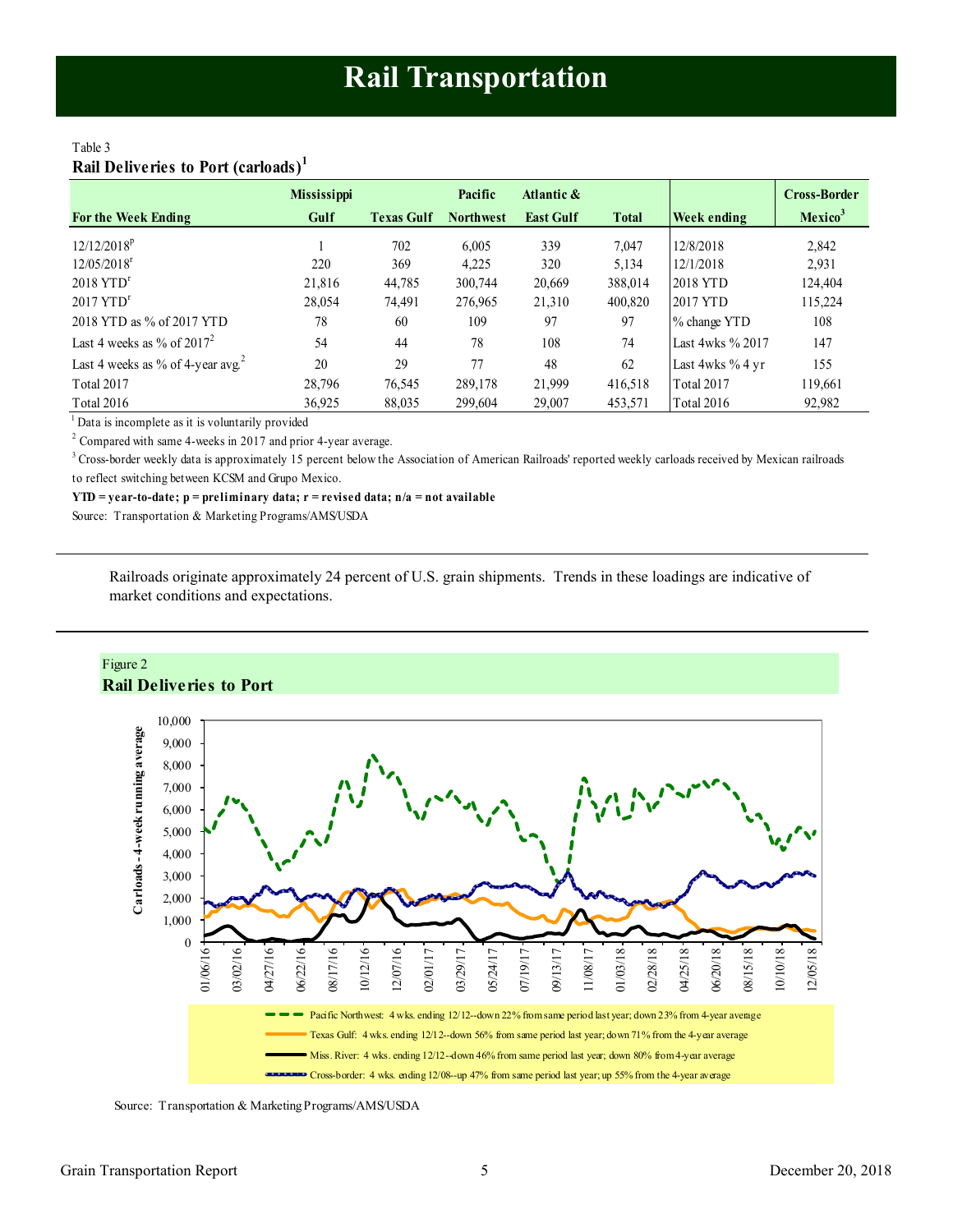# Rail Transportation

Table 3
**Rail Deliveries to Port (carloads)**[1]

| For the Week Ending | Mississippi Gulf | Texas Gulf | Pacific Northwest | Atlantic & East Gulf | Total | Week ending | Cross-Border Mexico[3] |
|---|---|---|---|---|---|---|---|
| 12/12/2018[p] | 1 | 702 | 6,005 | 339 | 7,047 | 12/8/2018 | 2,842 |
| 12/05/2018[r] | 220 | 369 | 4,225 | 320 | 5,134 | 12/1/2018 | 2,931 |
| 2018 YTD[r] | 21,816 | 44,785 | 300,744 | 20,669 | 388,014 | 2018 YTD | 124,404 |
| 2017 YTD[r] | 28,054 | 74,491 | 276,965 | 21,310 | 400,820 | 2017 YTD | 115,224 |
| 2018 YTD as % of 2017 YTD | 78 | 60 | 109 | 97 | 97 | % change YTD | 108 |
| Last 4 weeks as % of 2017[2] | 54 | 44 | 78 | 108 | 74 | Last 4wks % 2017 | 147 |
| Last 4 weeks as % of 4-year avg.[2] | 20 | 29 | 77 | 48 | 62 | Last 4wks % 4 yr | 155 |
| Total 2017 | 28,796 | 76,545 | 289,178 | 21,999 | 416,518 | Total 2017 | 119,661 |
| Total 2016 | 36,925 | 88,035 | 299,604 | 29,007 | 453,571 | Total 2016 | 92,982 |

[1] Data is incomplete as it is voluntarily provided

[2] Compared with same 4-weeks in 2017 and prior 4-year average.

[3] Cross-border weekly data is approximately 15 percent below the Association of American Railroads' reported weekly carloads received by Mexican railroads to reflect switching between KCSM and Grupo Mexico.

**YTD = year-to-date; p = preliminary data; r = revised data; n/a = not available**

Source: Transportation & Marketing Programs/AMS/USDA

Railroads originate approximately 24 percent of U.S. grain shipments. Trends in these loadings are indicative of market conditions and expectations.

Figure 2
**Rail Deliveries to Port**

- Pacific Northwest: 4 wks. ending 12/12--down 22% from same period last year; down 23% from 4-year average
- Texas Gulf: 4 wks. ending 12/12--down 56% from same period last year; down 71% from the 4-year average
- Miss. River: 4 wks. ending 12/12--down 46% from same period last year; down 80% from 4-year average
- Cross-border: 4 wks. ending 12/08--up 47% from same period last year; up 55% from the 4-year average

Source: Transportation & Marketing Programs/AMS/USDA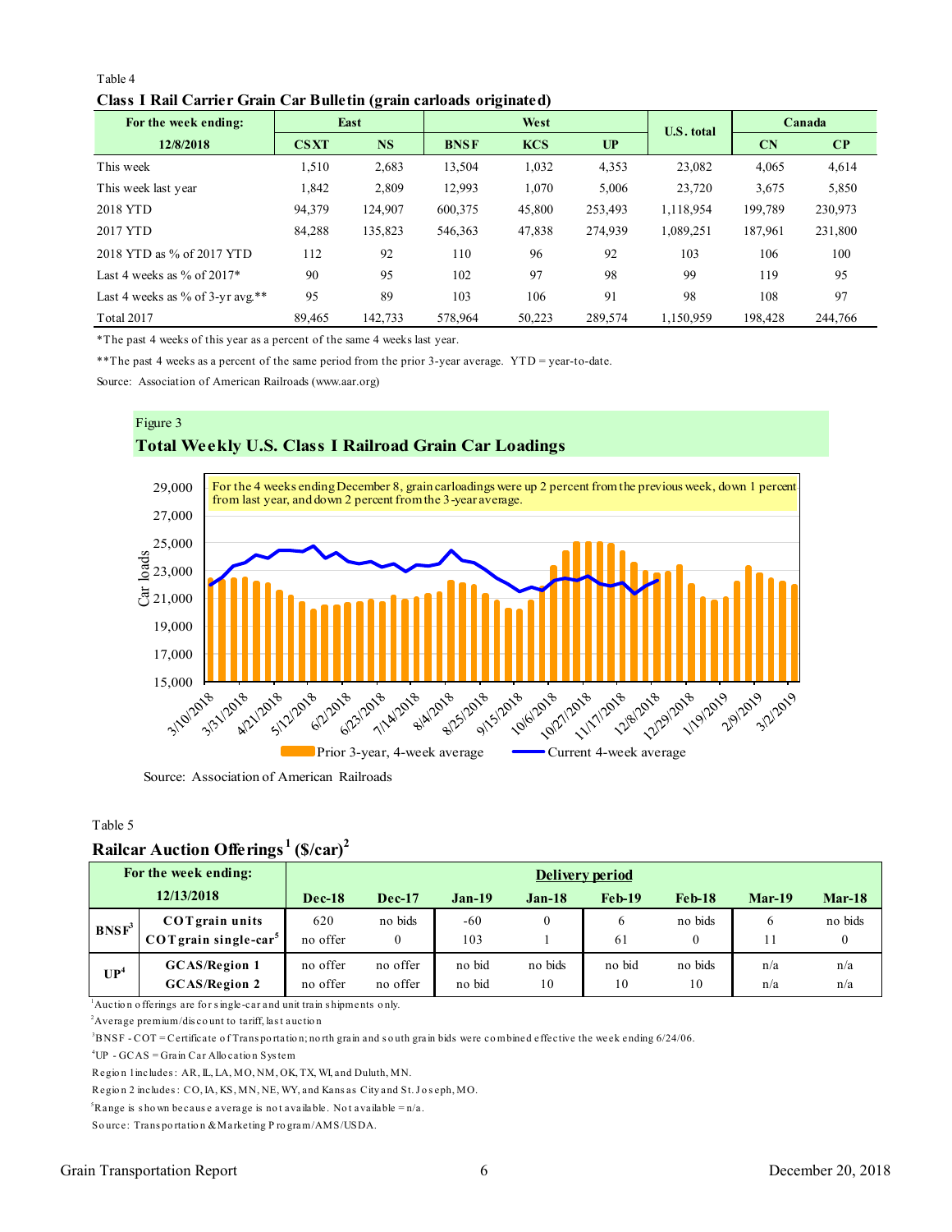Table 4

**Class I Rail Carrier Grain Car Bulletin (grain carloads originated)**

| For the week ending: | East | | West | | | U.S. total | Canada | |
|---|---|---|---|---|---|---|---|---|
| 12/8/2018 | CSXT | NS | BNSF | KCS | UP | | CN | CP |
| This week | 1,510 | 2,683 | 13,504 | 1,032 | 4,353 | 23,082 | 4,065 | 4,614 |
| This week last year | 1,842 | 2,809 | 12,993 | 1,070 | 5,006 | 23,720 | 3,675 | 5,850 |
| 2018 YTD | 94,379 | 124,907 | 600,375 | 45,800 | 253,493 | 1,118,954 | 199,789 | 230,973 |
| 2017 YTD | 84,288 | 135,823 | 546,363 | 47,838 | 274,939 | 1,089,251 | 187,961 | 231,800 |
| 2018 YTD as % of 2017 YTD | 112 | 92 | 110 | 96 | 92 | 103 | 106 | 100 |
| Last 4 weeks as % of 2017* | 90 | 95 | 102 | 97 | 98 | 99 | 119 | 95 |
| Last 4 weeks as % of 3-yr avg.** | 95 | 89 | 103 | 106 | 91 | 98 | 108 | 97 |
| Total 2017 | 89,465 | 142,733 | 578,964 | 50,223 | 289,574 | 1,150,959 | 198,428 | 244,766 |

*The past 4 weeks of this year as a percent of the same 4 weeks last year.

**The past 4 weeks as a percent of the same period from the prior 3-year average. YTD = year-to-date.

Source: Association of American Railroads (www.aar.org)

Figure 3

**Total Weekly U.S. Class I Railroad Grain Car Loadings**

For the 4 weeks ending December 8, grain carloadings were up 2 percent from the previous week, down 1 percent from last year, and down 2 percent from the 3-year average.

Source: Association of American Railroads

Table 5

**Railcar Auction Offerings[1] ($/car)[2]**

| For the week ending: 12/13/2018 | | Dec-18 | Dec-17 | Jan-19 | Jan-18 | Feb-19 | Feb-18 | Mar-19 | Mar-18 |
|---|---|---|---|---|---|---|---|---|---|
| BNSF[3] | COT grain units | 620 | no bids | -60 | 0 | 6 | no bids | 6 | no bids |
| | COT grain single-car[5] | no offer | 0 | 103 | 1 | 61 | 0 | 11 | 0 |
| UP[4] | GCAS/Region 1 | no offer | no offer | no bid | no bids | no bid | no bids | n/a | n/a |
| | GCAS/Region 2 | no offer | no offer | no bid | 10 | 10 | 10 | n/a | n/a |

(Delivery period: Dec-18 through Mar-18)

[1]Auction offerings are for single-car and unit train shipments only.

[2]Average premium/discount to tariff, last auction

[3]BNSF - COT = Certificate of Transportation; north grain and south grain bids were combined effective the week ending 6/24/06.

[4]UP - GCAS = Grain Car Allocation System

Region 1 includes: AR, IL, LA, MO, NM, OK, TX, WI, and Duluth, MN.

Region 2 includes: CO, IA, KS, MN, NE, WY, and Kansas City and St. Joseph, MO.

[5]Range is shown because average is not available. Not available = n/a.

Source: Transportation & Marketing Program/AMS/USDA.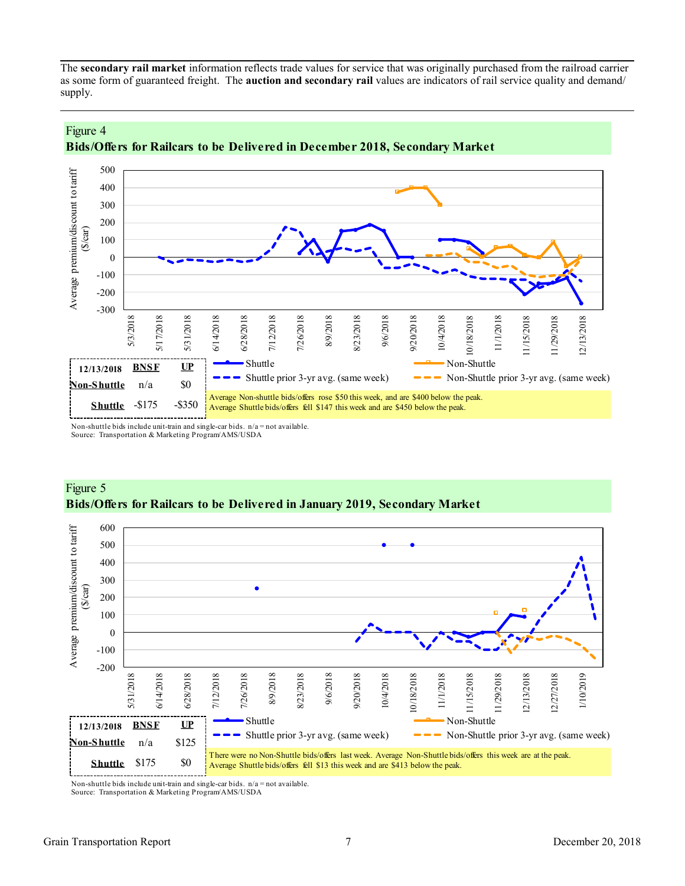The **secondary rail market** information reflects trade values for service that was originally purchased from the railroad carrier as some form of guaranteed freight. The **auction and secondary rail** values are indicators of rail service quality and demand/supply.

## Figure 4
### Bids/Offers for Railcars to be Delivered in December 2018, Secondary Market

| 12/13/2018 | BNSF | UP |
|---|---|---|
| Non-Shuttle | n/a | $0 |
| Shuttle | -$175 | -$350 |

Average Non-shuttle bids/offers rose $50 this week, and are $400 below the peak.
Average Shuttle bids/offers fell $147 this week and are $450 below the peak.

Non-shuttle bids include unit-train and single-car bids. n/a = not available.
Source: Transportation & Marketing Program/AMS/USDA

## Figure 5
### Bids/Offers for Railcars to be Delivered in January 2019, Secondary Market

| 12/13/2018 | BNSF | UP |
|---|---|---|
| Non-Shuttle | n/a | $125 |
| Shuttle | $175 | $0 |

There were no Non-Shuttle bids/offers last week. Average Non-Shuttle bids/offers this week are at the peak.
Average Shuttle bids/offers fell $13 this week and are $413 below the peak.

Non-shuttle bids include unit-train and single-car bids. n/a = not available.
Source: Transportation & Marketing Program/AMS/USDA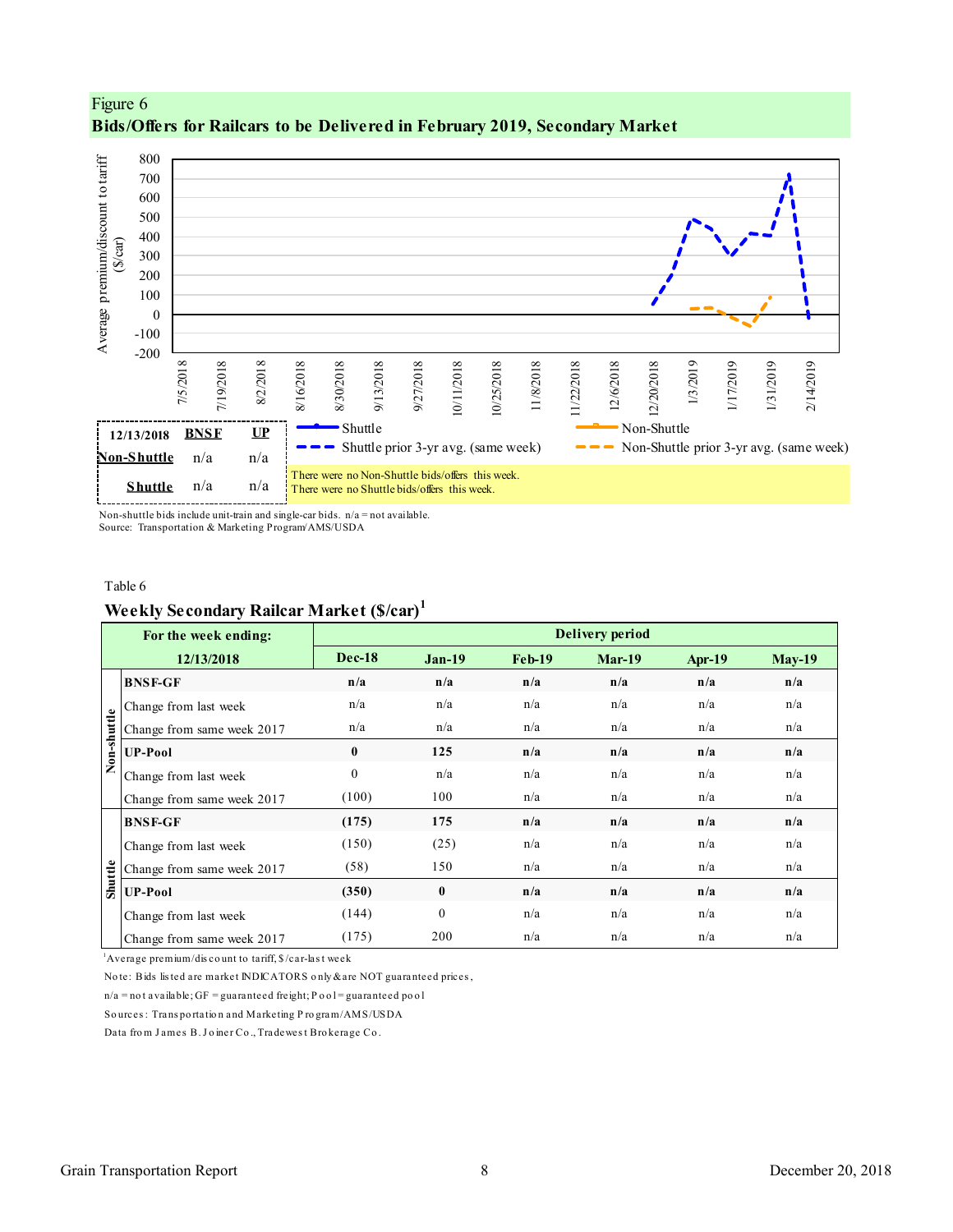Figure 6

**Bids/Offers for Railcars to be Delivered in February 2019, Secondary Market**

| 12/13/2018 | BNSF | UP |
|---|---|---|
| Non-Shuttle | n/a | n/a |
| Shuttle | n/a | n/a |

There were no Non-Shuttle bids/offers this week.
There were no Shuttle bids/offers this week.

Non-shuttle bids include unit-train and single-car bids. n/a = not available.
Source: Transportation & Marketing Program/AMS/USDA

Table 6

**Weekly Secondary Railcar Market ($/car)[1]**

| | For the week ending: 12/13/2018 | Dec-18 | Jan-19 | Feb-19 | Mar-19 | Apr-19 | May-19 |
|---|---|---|---|---|---|---|---|
| Non-shuttle | **BNSF-GF** | **n/a** | **n/a** | **n/a** | **n/a** | **n/a** | **n/a** |
| | Change from last week | n/a | n/a | n/a | n/a | n/a | n/a |
| | Change from same week 2017 | n/a | n/a | n/a | n/a | n/a | n/a |
| | **UP-Pool** | **0** | **125** | **n/a** | **n/a** | **n/a** | **n/a** |
| | Change from last week | 0 | n/a | n/a | n/a | n/a | n/a |
| | Change from same week 2017 | (100) | 100 | n/a | n/a | n/a | n/a |
| Shuttle | **BNSF-GF** | **(175)** | **175** | **n/a** | **n/a** | **n/a** | **n/a** |
| | Change from last week | (150) | (25) | n/a | n/a | n/a | n/a |
| | Change from same week 2017 | (58) | 150 | n/a | n/a | n/a | n/a |
| | **UP-Pool** | **(350)** | **0** | **n/a** | **n/a** | **n/a** | **n/a** |
| | Change from last week | (144) | 0 | n/a | n/a | n/a | n/a |
| | Change from same week 2017 | (175) | 200 | n/a | n/a | n/a | n/a |

[1]Average premium/discount to tariff, $/car-last week

Note: Bids listed are market INDICATORS only & are NOT guaranteed prices,

n/a = not available; GF = guaranteed freight; Pool = guaranteed pool

Sources: Transportation and Marketing Program/AMS/USDA

Data from James B. Joiner Co., Tradewest Brokerage Co.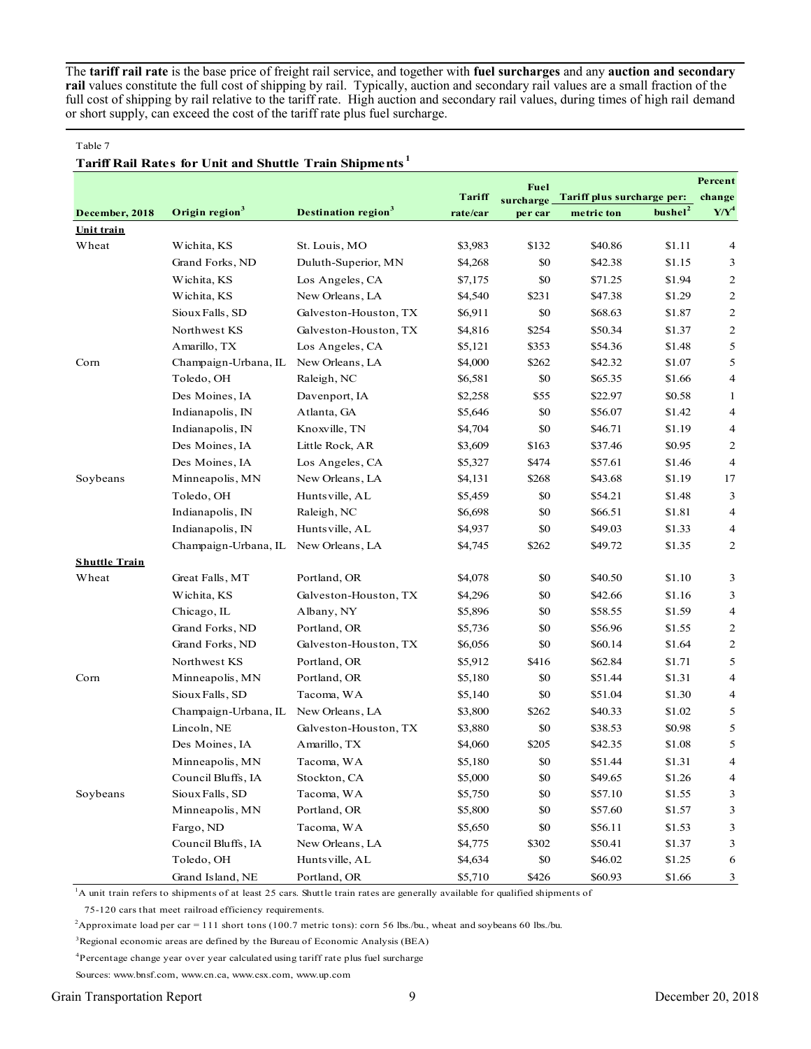The **tariff rail rate** is the base price of freight rail service, and together with **fuel surcharges** and any **auction and secondary rail** values constitute the full cost of shipping by rail. Typically, auction and secondary rail values are a small fraction of the full cost of shipping by rail relative to the tariff rate. High auction and secondary rail values, during times of high rail demand or short supply, can exceed the cost of the tariff rate plus fuel surcharge.

Table 7

**Tariff Rail Rates for Unit and Shuttle Train Shipments**[1]

| December, 2018 | Origin region[3] | Destination region[3] | Tariff rate/car | Fuel surcharge per car | Tariff plus surcharge per: metric ton | Tariff plus surcharge per: bushel[2] | Percent change Y/Y[4] |
|---|---|---|---|---|---|---|---|
| **Unit train** | | | | | | | |
| Wheat | Wichita, KS | St. Louis, MO | $3,983 | $132 | $40.86 | $1.11 | 4 |
| | Grand Forks, ND | Duluth-Superior, MN | $4,268 | $0 | $42.38 | $1.15 | 3 |
| | Wichita, KS | Los Angeles, CA | $7,175 | $0 | $71.25 | $1.94 | 2 |
| | Wichita, KS | New Orleans, LA | $4,540 | $231 | $47.38 | $1.29 | 2 |
| | Sioux Falls, SD | Galveston-Houston, TX | $6,911 | $0 | $68.63 | $1.87 | 2 |
| | Northwest KS | Galveston-Houston, TX | $4,816 | $254 | $50.34 | $1.37 | 2 |
| | Amarillo, TX | Los Angeles, CA | $5,121 | $353 | $54.36 | $1.48 | 5 |
| Corn | Champaign-Urbana, IL | New Orleans, LA | $4,000 | $262 | $42.32 | $1.07 | 5 |
| | Toledo, OH | Raleigh, NC | $6,581 | $0 | $65.35 | $1.66 | 4 |
| | Des Moines, IA | Davenport, IA | $2,258 | $55 | $22.97 | $0.58 | 1 |
| | Indianapolis, IN | Atlanta, GA | $5,646 | $0 | $56.07 | $1.42 | 4 |
| | Indianapolis, IN | Knoxville, TN | $4,704 | $0 | $46.71 | $1.19 | 4 |
| | Des Moines, IA | Little Rock, AR | $3,609 | $163 | $37.46 | $0.95 | 2 |
| | Des Moines, IA | Los Angeles, CA | $5,327 | $474 | $57.61 | $1.46 | 4 |
| Soybeans | Minneapolis, MN | New Orleans, LA | $4,131 | $268 | $43.68 | $1.19 | 17 |
| | Toledo, OH | Huntsville, AL | $5,459 | $0 | $54.21 | $1.48 | 3 |
| | Indianapolis, IN | Raleigh, NC | $6,698 | $0 | $66.51 | $1.81 | 4 |
| | Indianapolis, IN | Huntsville, AL | $4,937 | $0 | $49.03 | $1.33 | 4 |
| | Champaign-Urbana, IL | New Orleans, LA | $4,745 | $262 | $49.72 | $1.35 | 2 |
| **Shuttle Train** | | | | | | | |
| Wheat | Great Falls, MT | Portland, OR | $4,078 | $0 | $40.50 | $1.10 | 3 |
| | Wichita, KS | Galveston-Houston, TX | $4,296 | $0 | $42.66 | $1.16 | 3 |
| | Chicago, IL | Albany, NY | $5,896 | $0 | $58.55 | $1.59 | 4 |
| | Grand Forks, ND | Portland, OR | $5,736 | $0 | $56.96 | $1.55 | 2 |
| | Grand Forks, ND | Galveston-Houston, TX | $6,056 | $0 | $60.14 | $1.64 | 2 |
| | Northwest KS | Portland, OR | $5,912 | $416 | $62.84 | $1.71 | 5 |
| Corn | Minneapolis, MN | Portland, OR | $5,180 | $0 | $51.44 | $1.31 | 4 |
| | Sioux Falls, SD | Tacoma, WA | $5,140 | $0 | $51.04 | $1.30 | 4 |
| | Champaign-Urbana, IL | New Orleans, LA | $3,800 | $262 | $40.33 | $1.02 | 5 |
| | Lincoln, NE | Galveston-Houston, TX | $3,880 | $0 | $38.53 | $0.98 | 5 |
| | Des Moines, IA | Amarillo, TX | $4,060 | $205 | $42.35 | $1.08 | 5 |
| | Minneapolis, MN | Tacoma, WA | $5,180 | $0 | $51.44 | $1.31 | 4 |
| | Council Bluffs, IA | Stockton, CA | $5,000 | $0 | $49.65 | $1.26 | 4 |
| Soybeans | Sioux Falls, SD | Tacoma, WA | $5,750 | $0 | $57.10 | $1.55 | 3 |
| | Minneapolis, MN | Portland, OR | $5,800 | $0 | $57.60 | $1.57 | 3 |
| | Fargo, ND | Tacoma, WA | $5,650 | $0 | $56.11 | $1.53 | 3 |
| | Council Bluffs, IA | New Orleans, LA | $4,775 | $302 | $50.41 | $1.37 | 3 |
| | Toledo, OH | Huntsville, AL | $4,634 | $0 | $46.02 | $1.25 | 6 |
| | Grand Island, NE | Portland, OR | $5,710 | $426 | $60.93 | $1.66 | 3 |

[1]A unit train refers to shipments of at least 25 cars. Shuttle train rates are generally available for qualified shipments of 75-120 cars that meet railroad efficiency requirements.

[2]Approximate load per car = 111 short tons (100.7 metric tons): corn 56 lbs./bu., wheat and soybeans 60 lbs./bu.

[3]Regional economic areas are defined by the Bureau of Economic Analysis (BEA)

[4]Percentage change year over year calculated using tariff rate plus fuel surcharge

Sources: www.bnsf.com, www.cn.ca, www.csx.com, www.up.com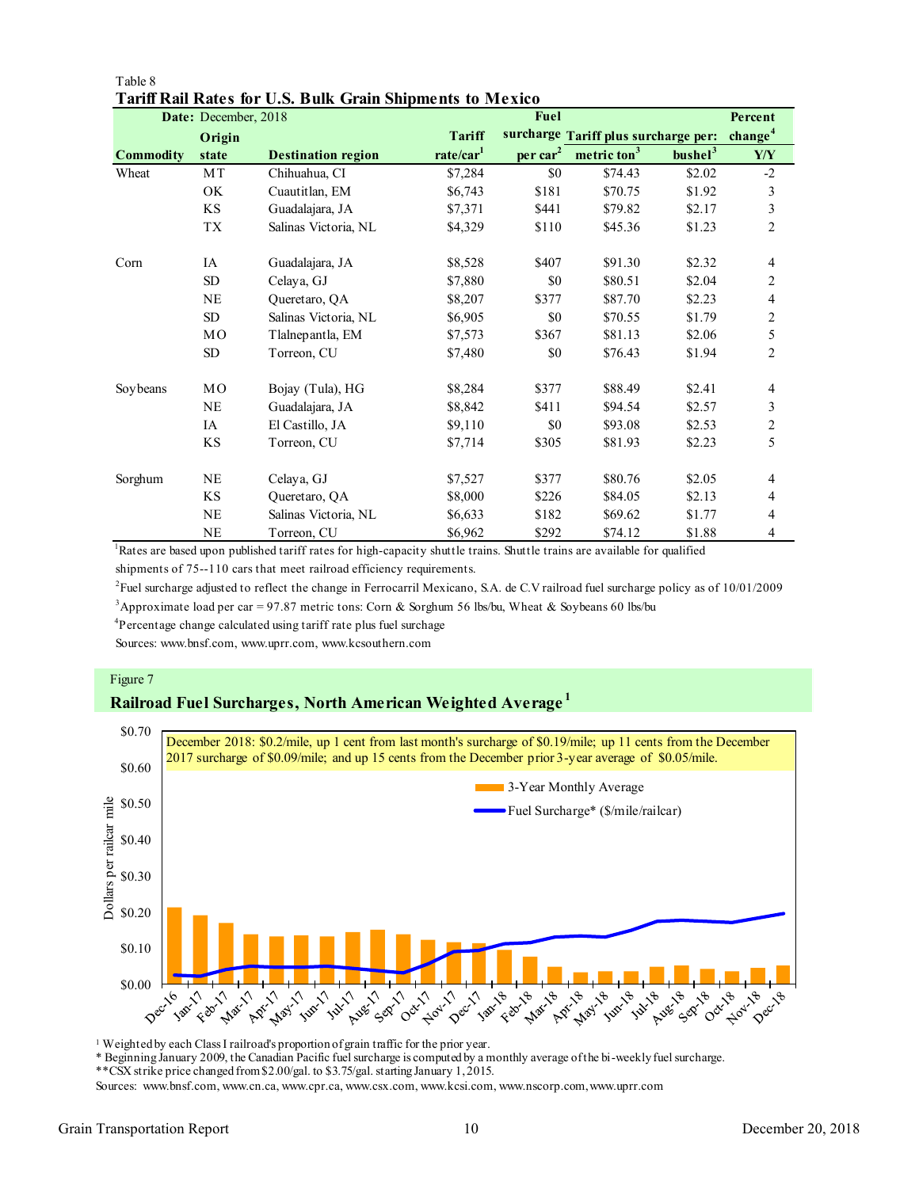Table 8

**Tariff Rail Rates for U.S. Bulk Grain Shipments to Mexico**

| **Date:** December, 2018 | | | | **Fuel** | | | **Percent** |
|---|---|---|---|---|---|---|---|
| | **Origin** | | **Tariff** | **surcharge** | **Tariff plus surcharge per:** | | **change[4]** |
| **Commodity** | **state** | **Destination region** | **rate/car[1]** | **per car[2]** | **metric ton[3]** | **bushel[3]** | **Y/Y** |
| Wheat | MT | Chihuahua, CI | $7,284 | $0 | $74.43 | $2.02 | -2 |
| | OK | Cuautitlan, EM | $6,743 | $181 | $70.75 | $1.92 | 3 |
| | KS | Guadalajara, JA | $7,371 | $441 | $79.82 | $2.17 | 3 |
| | TX | Salinas Victoria, NL | $4,329 | $110 | $45.36 | $1.23 | 2 |
| Corn | IA | Guadalajara, JA | $8,528 | $407 | $91.30 | $2.32 | 4 |
| | SD | Celaya, GJ | $7,880 | $0 | $80.51 | $2.04 | 2 |
| | NE | Queretaro, QA | $8,207 | $377 | $87.70 | $2.23 | 4 |
| | SD | Salinas Victoria, NL | $6,905 | $0 | $70.55 | $1.79 | 2 |
| | MO | Tlalnepantla, EM | $7,573 | $367 | $81.13 | $2.06 | 5 |
| | SD | Torreon, CU | $7,480 | $0 | $76.43 | $1.94 | 2 |
| Soybeans | MO | Bojay (Tula), HG | $8,284 | $377 | $88.49 | $2.41 | 4 |
| | NE | Guadalajara, JA | $8,842 | $411 | $94.54 | $2.57 | 3 |
| | IA | El Castillo, JA | $9,110 | $0 | $93.08 | $2.53 | 2 |
| | KS | Torreon, CU | $7,714 | $305 | $81.93 | $2.23 | 5 |
| Sorghum | NE | Celaya, GJ | $7,527 | $377 | $80.76 | $2.05 | 4 |
| | KS | Queretaro, QA | $8,000 | $226 | $84.05 | $2.13 | 4 |
| | NE | Salinas Victoria, NL | $6,633 | $182 | $69.62 | $1.77 | 4 |
| | NE | Torreon, CU | $6,962 | $292 | $74.12 | $1.88 | 4 |

[1]Rates are based upon published tariff rates for high-capacity shuttle trains. Shuttle trains are available for qualified shipments of 75--110 cars that meet railroad efficiency requirements.

[2]Fuel surcharge adjusted to reflect the change in Ferrocarril Mexicano, S.A. de C.V railroad fuel surcharge policy as of 10/01/2009

[3]Approximate load per car = 97.87 metric tons: Corn & Sorghum 56 lbs/bu, Wheat & Soybeans 60 lbs/bu

[4]Percentage change calculated using tariff rate plus fuel surchage

Sources: www.bnsf.com, www.uprr.com, www.kcsouthern.com

Figure 7

**Railroad Fuel Surcharges, North American Weighted Average[1]**

December 2018: $0.2/mile, up 1 cent from last month's surcharge of $0.19/mile; up 11 cents from the December 2017 surcharge of $0.09/mile; and up 15 cents from the December prior 3-year average of $0.05/mile.

[1] Weighted by each Class I railroad's proportion of grain traffic for the prior year.

* Beginning January 2009, the Canadian Pacific fuel surcharge is computed by a monthly average of the bi-weekly fuel surcharge.

**CSX strike price changed from $2.00/gal. to $3.75/gal. starting January 1, 2015.

Sources: www.bnsf.com, www.cn.ca, www.cpr.ca, www.csx.com, www.kcsi.com, www.nscorp.com, www.uprr.com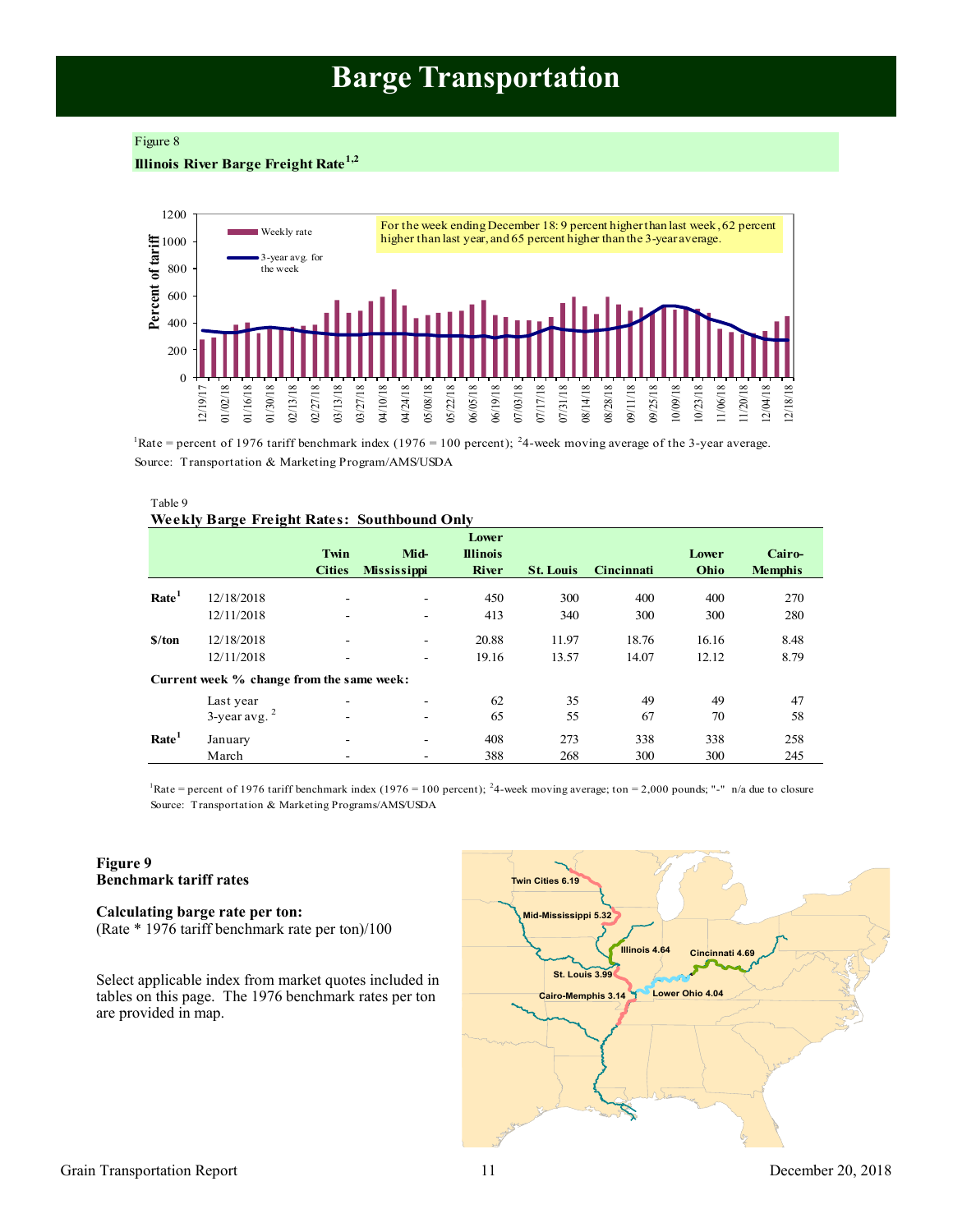# Barge Transportation

Figure 8

**Illinois River Barge Freight Rate**[1,2]

For the week ending December 18: 9 percent higher than last week, 62 percent higher than last year, and 65 percent higher than the 3-year average.

[1]Rate = percent of 1976 tariff benchmark index (1976 = 100 percent); [2]4-week moving average of the 3-year average.
Source: Transportation & Marketing Program/AMS/USDA

Table 9

**Weekly Barge Freight Rates: Southbound Only**

| | | Twin Cities | Mid-Mississippi | Lower Illinois River | St. Louis | Cincinnati | Lower Ohio | Cairo-Memphis |
|---|---|---|---|---|---|---|---|---|
| **Rate**[1] | 12/18/2018 | - | - | 450 | 300 | 400 | 400 | 270 |
| | 12/11/2018 | - | - | 413 | 340 | 300 | 300 | 280 |
| **$/ton** | 12/18/2018 | - | - | 20.88 | 11.97 | 18.76 | 16.16 | 8.48 |
| | 12/11/2018 | - | - | 19.16 | 13.57 | 14.07 | 12.12 | 8.79 |
| **Current week % change from the same week:** | | | | | | | | |
| | Last year | - | - | 62 | 35 | 49 | 49 | 47 |
| | 3-year avg. [2] | - | - | 65 | 55 | 67 | 70 | 58 |
| **Rate**[1] | January | - | - | 408 | 273 | 338 | 338 | 258 |
| | March | - | - | 388 | 268 | 300 | 300 | 245 |

[1]Rate = percent of 1976 tariff benchmark index (1976 = 100 percent); [2]4-week moving average; ton = 2,000 pounds; "-" n/a due to closure
Source: Transportation & Marketing Programs/AMS/USDA

**Figure 9**
**Benchmark tariff rates**

**Calculating barge rate per ton:**
(Rate * 1976 tariff benchmark rate per ton)/100

Select applicable index from market quotes included in tables on this page. The 1976 benchmark rates per ton are provided in map.

Twin Cities 6.19
Mid-Mississippi 5.32
Illinois 4.64
Cincinnati 4.69
St. Louis 3.99
Cairo-Memphis 3.14
Lower Ohio 4.04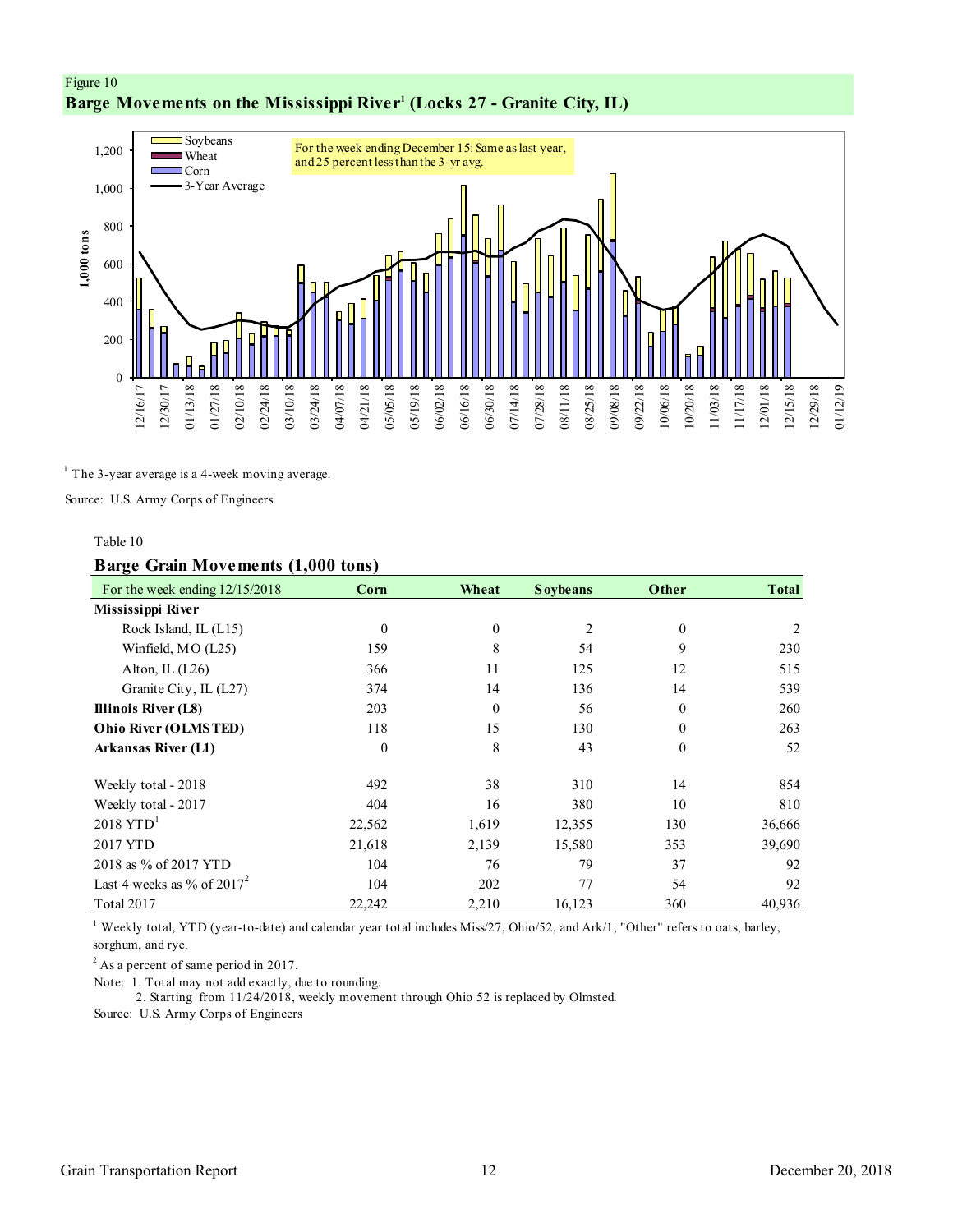Figure 10

## Barge Movements on the Mississippi River[1] (Locks 27 - Granite City, IL)

For the week ending December 15: Same as last year, and 25 percent less than the 3-yr avg.

[1] The 3-year average is a 4-week moving average.

Source: U.S. Army Corps of Engineers

Table 10

## Barge Grain Movements (1,000 tons)

| For the week ending 12/15/2018 | Corn | Wheat | Soybeans | Other | Total |
|---|---|---|---|---|---|
| **Mississippi River** | | | | | |
| Rock Island, IL (L15) | 0 | 0 | 2 | 0 | 2 |
| Winfield, MO (L25) | 159 | 8 | 54 | 9 | 230 |
| Alton, IL (L26) | 366 | 11 | 125 | 12 | 515 |
| Granite City, IL (L27) | 374 | 14 | 136 | 14 | 539 |
| **Illinois River (L8)** | 203 | 0 | 56 | 0 | 260 |
| **Ohio River (OLMSTED)** | 118 | 15 | 130 | 0 | 263 |
| **Arkansas River (L1)** | 0 | 8 | 43 | 0 | 52 |
| | | | | | |
| Weekly total - 2018 | 492 | 38 | 310 | 14 | 854 |
| Weekly total - 2017 | 404 | 16 | 380 | 10 | 810 |
| 2018 YTD[1] | 22,562 | 1,619 | 12,355 | 130 | 36,666 |
| 2017 YTD | 21,618 | 2,139 | 15,580 | 353 | 39,690 |
| 2018 as % of 2017 YTD | 104 | 76 | 79 | 37 | 92 |
| Last 4 weeks as % of 2017[2] | 104 | 202 | 77 | 54 | 92 |
| Total 2017 | 22,242 | 2,210 | 16,123 | 360 | 40,936 |

[1] Weekly total, YTD (year-to-date) and calendar year total includes Miss/27, Ohio/52, and Ark/1; "Other" refers to oats, barley, sorghum, and rye.

[2] As a percent of same period in 2017.

Note: 1. Total may not add exactly, due to rounding.
2. Starting from 11/24/2018, weekly movement through Ohio 52 is replaced by Olmsted.

Source: U.S. Army Corps of Engineers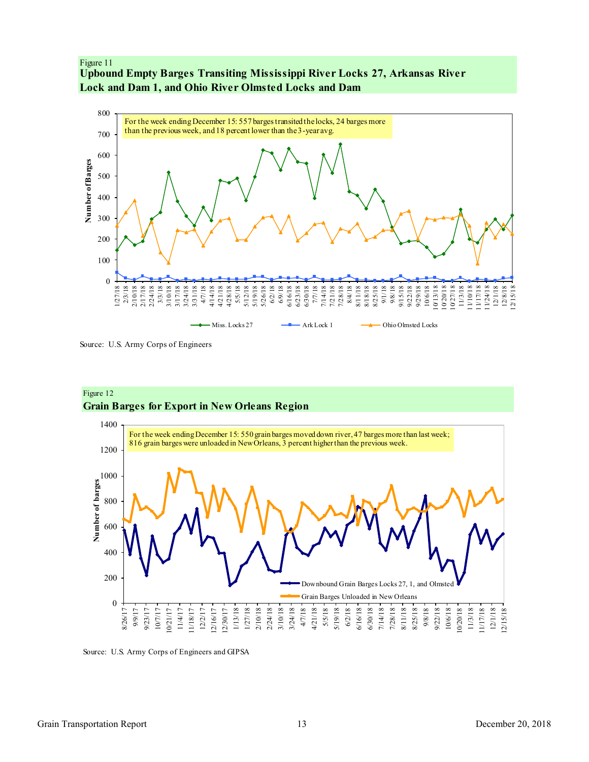Figure 11

**Upbound Empty Barges Transiting Mississippi River Locks 27, Arkansas River Lock and Dam 1, and Ohio River Olmsted Locks and Dam**

For the week ending December 15: 557 barges transited the locks, 24 barges more than the previous week, and 18 percent lower than the 3-year avg.

Miss. Locks 27 | Ark Lock 1 | Ohio Olmsted Locks

Source: U.S. Army Corps of Engineers

Figure 12

**Grain Barges for Export in New Orleans Region**

For the week ending December 15: 550 grain barges moved down river, 47 barges more than last week; 816 grain barges were unloaded in New Orleans, 3 percent higher than the previous week.

Downbound Grain Barges Locks 27, 1, and Olmsted | Grain Barges Unloaded in New Orleans

Source: U.S. Army Corps of Engineers and GIPSA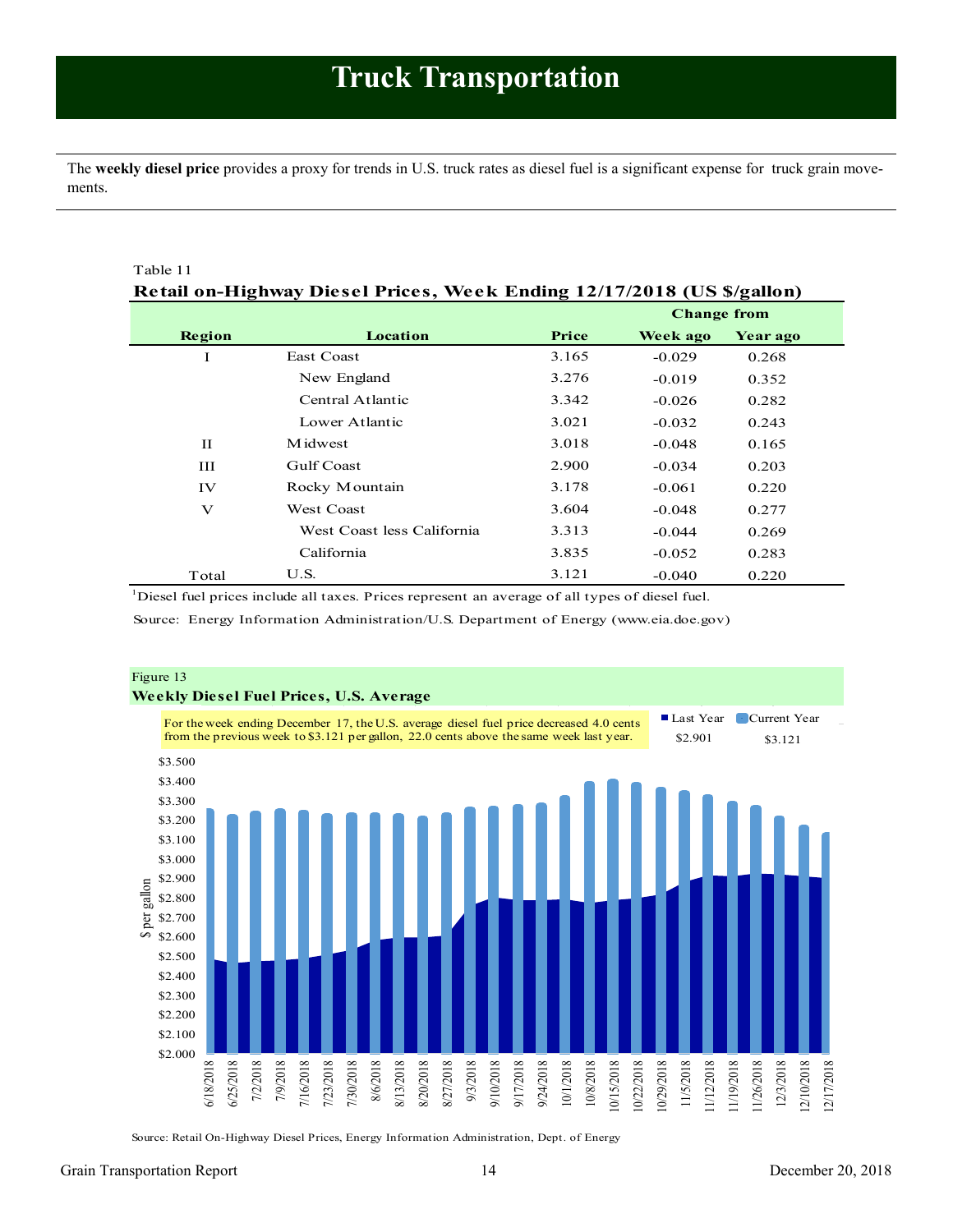# Truck Transportation

The **weekly diesel price** provides a proxy for trends in U.S. truck rates as diesel fuel is a significant expense for truck grain movements.

Table 11

**Retail on-Highway Diesel Prices, Week Ending 12/17/2018 (US $/gallon)**

| Region | Location | Price | Change from Week ago | Change from Year ago |
|---|---|---|---|---|
| I | East Coast | 3.165 | -0.029 | 0.268 |
| | New England | 3.276 | -0.019 | 0.352 |
| | Central Atlantic | 3.342 | -0.026 | 0.282 |
| | Lower Atlantic | 3.021 | -0.032 | 0.243 |
| II | Midwest | 3.018 | -0.048 | 0.165 |
| III | Gulf Coast | 2.900 | -0.034 | 0.203 |
| IV | Rocky Mountain | 3.178 | -0.061 | 0.220 |
| V | West Coast | 3.604 | -0.048 | 0.277 |
| | West Coast less California | 3.313 | -0.044 | 0.269 |
| | California | 3.835 | -0.052 | 0.283 |
| Total | U.S. | 3.121 | -0.040 | 0.220 |

[1]Diesel fuel prices include all taxes. Prices represent an average of all types of diesel fuel.

Source: Energy Information Administration/U.S. Department of Energy (www.eia.doe.gov)

Figure 13

**Weekly Diesel Fuel Prices, U.S. Average**

For the week ending December 17, the U.S. average diesel fuel price decreased 4.0 cents from the previous week to $3.121 per gallon, 22.0 cents above the same week last year.

Last Year $2.901 | Current Year $3.121

Source: Retail On-Highway Diesel Prices, Energy Information Administration, Dept. of Energy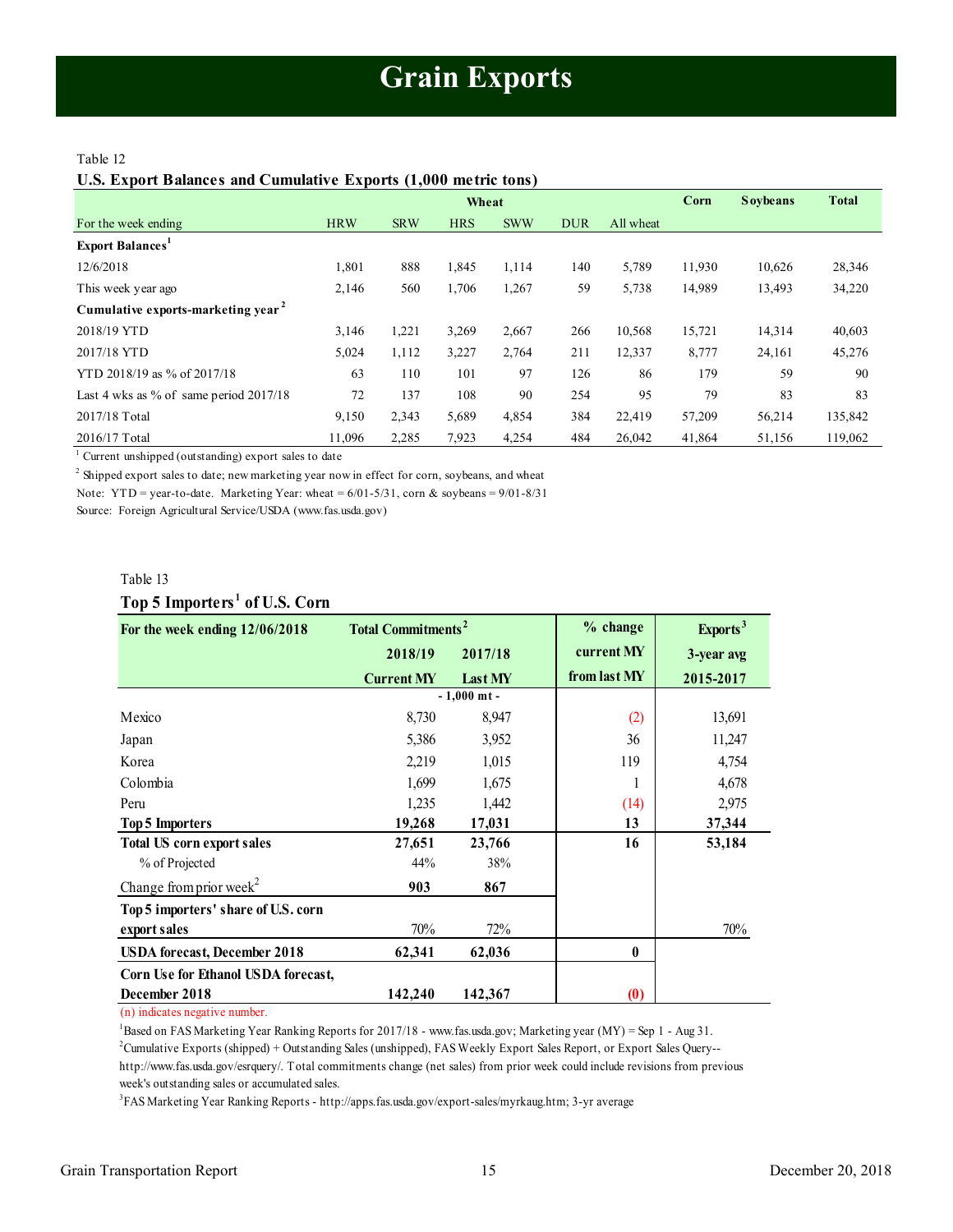# Grain Exports

Table 12

**U.S. Export Balances and Cumulative Exports (1,000 metric tons)**

| | Wheat | | | | | | Corn | Soybeans | Total |
|---|---|---|---|---|---|---|---|---|---|
| For the week ending | HRW | SRW | HRS | SWW | DUR | All wheat | | | |
| **Export Balances[1]** | | | | | | | | | |
| 12/6/2018 | 1,801 | 888 | 1,845 | 1,114 | 140 | 5,789 | 11,930 | 10,626 | 28,346 |
| This week year ago | 2,146 | 560 | 1,706 | 1,267 | 59 | 5,738 | 14,989 | 13,493 | 34,220 |
| **Cumulative exports-marketing year[2]** | | | | | | | | | |
| 2018/19 YTD | 3,146 | 1,221 | 3,269 | 2,667 | 266 | 10,568 | 15,721 | 14,314 | 40,603 |
| 2017/18 YTD | 5,024 | 1,112 | 3,227 | 2,764 | 211 | 12,337 | 8,777 | 24,161 | 45,276 |
| YTD 2018/19 as % of 2017/18 | 63 | 110 | 101 | 97 | 126 | 86 | 179 | 59 | 90 |
| Last 4 wks as % of same period 2017/18 | 72 | 137 | 108 | 90 | 254 | 95 | 79 | 83 | 83 |
| 2017/18 Total | 9,150 | 2,343 | 5,689 | 4,854 | 384 | 22,419 | 57,209 | 56,214 | 135,842 |
| 2016/17 Total | 11,096 | 2,285 | 7,923 | 4,254 | 484 | 26,042 | 41,864 | 51,156 | 119,062 |

[1] Current unshipped (outstanding) export sales to date

[2] Shipped export sales to date; new marketing year now in effect for corn, soybeans, and wheat

Note: YTD = year-to-date. Marketing Year: wheat = 6/01-5/31, corn & soybeans = 9/01-8/31

Source: Foreign Agricultural Service/USDA (www.fas.usda.gov)

Table 13

**Top 5 Importers[1] of U.S. Corn**

| For the week ending 12/06/2018 | Total Commitments[2] 2018/19 Current MY | 2017/18 Last MY | % change current MY from last MY | Exports[3] 3-year avg 2015-2017 |
|---|---|---|---|---|
| | - 1,000 mt - | | | |
| Mexico | 8,730 | 8,947 | (2) | 13,691 |
| Japan | 5,386 | 3,952 | 36 | 11,247 |
| Korea | 2,219 | 1,015 | 119 | 4,754 |
| Colombia | 1,699 | 1,675 | 1 | 4,678 |
| Peru | 1,235 | 1,442 | (14) | 2,975 |
| **Top 5 Importers** | **19,268** | **17,031** | **13** | **37,344** |
| **Total US corn export sales** | **27,651** | **23,766** | **16** | **53,184** |
| % of Projected | 44% | 38% | | |
| Change from prior week[2] | **903** | **867** | | |
| **Top 5 importers' share of U.S. corn export sales** | 70% | 72% | | 70% |
| **USDA forecast, December 2018** | **62,341** | **62,036** | **0** | |
| **Corn Use for Ethanol USDA forecast, December 2018** | **142,240** | **142,367** | **(0)** | |

(n) indicates negative number.

[1]Based on FAS Marketing Year Ranking Reports for 2017/18 - www.fas.usda.gov; Marketing year (MY) = Sep 1 - Aug 31.

[2]Cumulative Exports (shipped) + Outstanding Sales (unshipped), FAS Weekly Export Sales Report, or Export Sales Query--http://www.fas.usda.gov/esrquery/. Total commitments change (net sales) from prior week could include revisions from previous week's outstanding sales or accumulated sales.

[3]FAS Marketing Year Ranking Reports - http://apps.fas.usda.gov/export-sales/myrkaug.htm; 3-yr average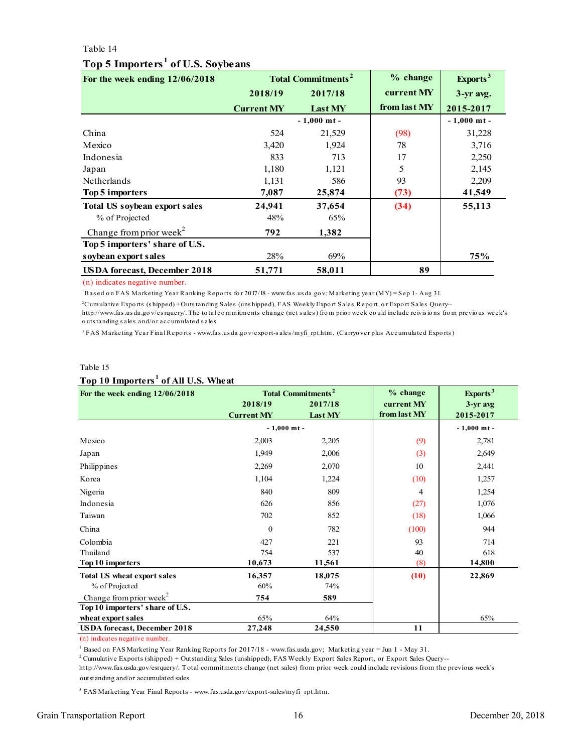Table 14

**Top 5 Importers[1] of U.S. Soybeans**

| For the week ending 12/06/2018 | Total Commitments[2] | | % change | Exports[3] |
|---|---|---|---|---|
| | 2018/19 | 2017/18 | current MY | 3-yr avg. |
| | Current MY | Last MY | from last MY | 2015-2017 |
| | - 1,000 mt - | | | - 1,000 mt - |
| China | 524 | 21,529 | (98) | 31,228 |
| Mexico | 3,420 | 1,924 | 78 | 3,716 |
| Indonesia | 833 | 713 | 17 | 2,250 |
| Japan | 1,180 | 1,121 | 5 | 2,145 |
| Netherlands | 1,131 | 586 | 93 | 2,209 |
| **Top 5 importers** | **7,087** | **25,874** | **(73)** | **41,549** |
| **Total US soybean export sales** | **24,941** | **37,654** | **(34)** | **55,113** |
| % of Projected | 48% | 65% | | |
| Change from prior week[2] | **792** | **1,382** | | |
| **Top 5 importers' share of U.S. soybean export sales** | 28% | 69% | | **75%** |
| **USDA forecast, December 2018** | **51,771** | **58,011** | **89** | |

(n) indicates negative number.

[1] Based on FAS Marketing Year Ranking Reports for 2017/18 - www.fas.usda.gov; Marketing year (MY) = Sep 1 - Aug 31.

[2] Cumulative Exports (shipped) + Outstanding Sales (unshipped), FAS Weekly Export Sales Report, or Export Sales Query--http://www.fas.usda.gov/esrquery/. The total commitments change (net sales) from prior week could include reivisions from previous week's outstanding sales and/or accumulated sales

[3] FAS Marketing Year Final Reports - www.fas.usda.gov/export-sales/myfi_rpt.htm. (Carryover plus Accumulated Exports)

Table 15

**Top 10 Importers[1] of All U.S. Wheat**

| For the week ending 12/06/2018 | Total Commitments[2] | | % change | Exports[3] |
|---|---|---|---|---|
| | 2018/19 | 2017/18 | current MY | 3-yr avg |
| | Current MY | Last MY | from last MY | 2015-2017 |
| | - 1,000 mt - | | | - 1,000 mt - |
| Mexico | 2,003 | 2,205 | (9) | 2,781 |
| Japan | 1,949 | 2,006 | (3) | 2,649 |
| Philippines | 2,269 | 2,070 | 10 | 2,441 |
| Korea | 1,104 | 1,224 | (10) | 1,257 |
| Nigeria | 840 | 809 | 4 | 1,254 |
| Indonesia | 626 | 856 | (27) | 1,076 |
| Taiwan | 702 | 852 | (18) | 1,066 |
| China | 0 | 782 | (100) | 944 |
| Colombia | 427 | 221 | 93 | 714 |
| Thailand | 754 | 537 | 40 | 618 |
| **Top 10 importers** | **10,673** | **11,561** | (8) | **14,800** |
| **Total US wheat export sales** | **16,357** | **18,075** | **(10)** | **22,869** |
| % of Projected | 60% | 74% | | |
| Change from prior week[2] | **754** | **589** | | |
| **Top 10 importers' share of U.S. wheat export sales** | 65% | 64% | | 65% |
| **USDA forecast, December 2018** | **27,248** | **24,550** | **11** | |

(n) indicates negative number.

[1] Based on FAS Marketing Year Ranking Reports for 2017/18 - www.fas.usda.gov; Marketing year = Jun 1 - May 31.

[2] Cumulative Exports (shipped) + Outstanding Sales (unshipped), FAS Weekly Export Sales Report, or Export Sales Query--http://www.fas.usda.gov/esrquery/. Total commitments change (net sales) from prior week could include revisions from the previous week's outstanding and/or accumulated sales

[3] FAS Marketing Year Final Reports - www.fas.usda.gov/export-sales/myfi_rpt.htm.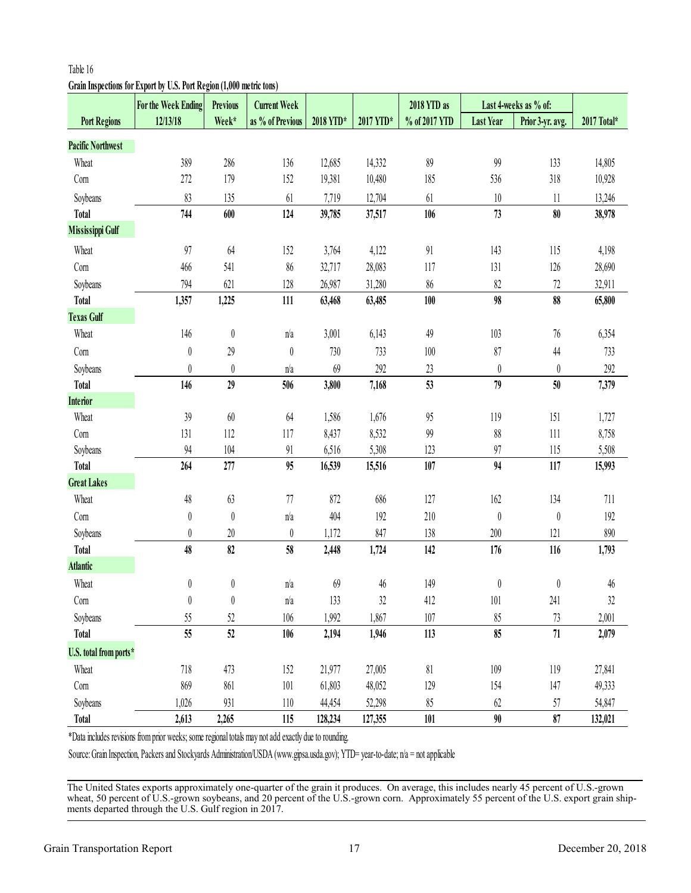Table 16

**Grain Inspections for Export by U.S. Port Region (1,000 metric tons)**

| Port Regions | For the Week Ending 12/13/18 | Previous Week* | Current Week as % of Previous | 2018 YTD* | 2017 YTD* | 2018 YTD as % of 2017 YTD | Last 4-weeks as % of: Last Year | Last 4-weeks as % of: Prior 3-yr. avg. | 2017 Total* |
|---|---|---|---|---|---|---|---|---|---|
| **Pacific Northwest** | | | | | | | | | |
| Wheat | 389 | 286 | 136 | 12,685 | 14,332 | 89 | 99 | 133 | 14,805 |
| Corn | 272 | 179 | 152 | 19,381 | 10,480 | 185 | 536 | 318 | 10,928 |
| Soybeans | 83 | 135 | 61 | 7,719 | 12,704 | 61 | 10 | 11 | 13,246 |
| **Total** | **744** | **600** | **124** | **39,785** | **37,517** | **106** | **73** | **80** | **38,978** |
| **Mississippi Gulf** | | | | | | | | | |
| Wheat | 97 | 64 | 152 | 3,764 | 4,122 | 91 | 143 | 115 | 4,198 |
| Corn | 466 | 541 | 86 | 32,717 | 28,083 | 117 | 131 | 126 | 28,690 |
| Soybeans | 794 | 621 | 128 | 26,987 | 31,280 | 86 | 82 | 72 | 32,911 |
| **Total** | **1,357** | **1,225** | **111** | **63,468** | **63,485** | **100** | **98** | **88** | **65,800** |
| **Texas Gulf** | | | | | | | | | |
| Wheat | 146 | 0 | n/a | 3,001 | 6,143 | 49 | 103 | 76 | 6,354 |
| Corn | 0 | 29 | 0 | 730 | 733 | 100 | 87 | 44 | 733 |
| Soybeans | 0 | 0 | n/a | 69 | 292 | 23 | 0 | 0 | 292 |
| **Total** | **146** | **29** | **506** | **3,800** | **7,168** | **53** | **79** | **50** | **7,379** |
| **Interior** | | | | | | | | | |
| Wheat | 39 | 60 | 64 | 1,586 | 1,676 | 95 | 119 | 151 | 1,727 |
| Corn | 131 | 112 | 117 | 8,437 | 8,532 | 99 | 88 | 111 | 8,758 |
| Soybeans | 94 | 104 | 91 | 6,516 | 5,308 | 123 | 97 | 115 | 5,508 |
| **Total** | **264** | **277** | **95** | **16,539** | **15,516** | **107** | **94** | **117** | **15,993** |
| **Great Lakes** | | | | | | | | | |
| Wheat | 48 | 63 | 77 | 872 | 686 | 127 | 162 | 134 | 711 |
| Corn | 0 | 0 | n/a | 404 | 192 | 210 | 0 | 0 | 192 |
| Soybeans | 0 | 20 | 0 | 1,172 | 847 | 138 | 200 | 121 | 890 |
| **Total** | **48** | **82** | **58** | **2,448** | **1,724** | **142** | **176** | **116** | **1,793** |
| **Atlantic** | | | | | | | | | |
| Wheat | 0 | 0 | n/a | 69 | 46 | 149 | 0 | 0 | 46 |
| Corn | 0 | 0 | n/a | 133 | 32 | 412 | 101 | 241 | 32 |
| Soybeans | 55 | 52 | 106 | 1,992 | 1,867 | 107 | 85 | 73 | 2,001 |
| **Total** | **55** | **52** | **106** | **2,194** | **1,946** | **113** | **85** | **71** | **2,079** |
| **U.S. total from ports*** | | | | | | | | | |
| Wheat | 718 | 473 | 152 | 21,977 | 27,005 | 81 | 109 | 119 | 27,841 |
| Corn | 869 | 861 | 101 | 61,803 | 48,052 | 129 | 154 | 147 | 49,333 |
| Soybeans | 1,026 | 931 | 110 | 44,454 | 52,298 | 85 | 62 | 57 | 54,847 |
| **Total** | **2,613** | **2,265** | **115** | **128,234** | **127,355** | **101** | **90** | **87** | **132,021** |

*Data includes revisions from prior weeks; some regional totals may not add exactly due to rounding.

Source: Grain Inspection, Packers and Stockyards Administration/USDA (www.gipsa.usda.gov); YTD= year-to-date; n/a = not applicable

The United States exports approximately one-quarter of the grain it produces. On average, this includes nearly 45 percent of U.S.-grown wheat, 50 percent of U.S.-grown soybeans, and 20 percent of the U.S.-grown corn. Approximately 55 percent of the U.S. export grain shipments departed through the U.S. Gulf region in 2017.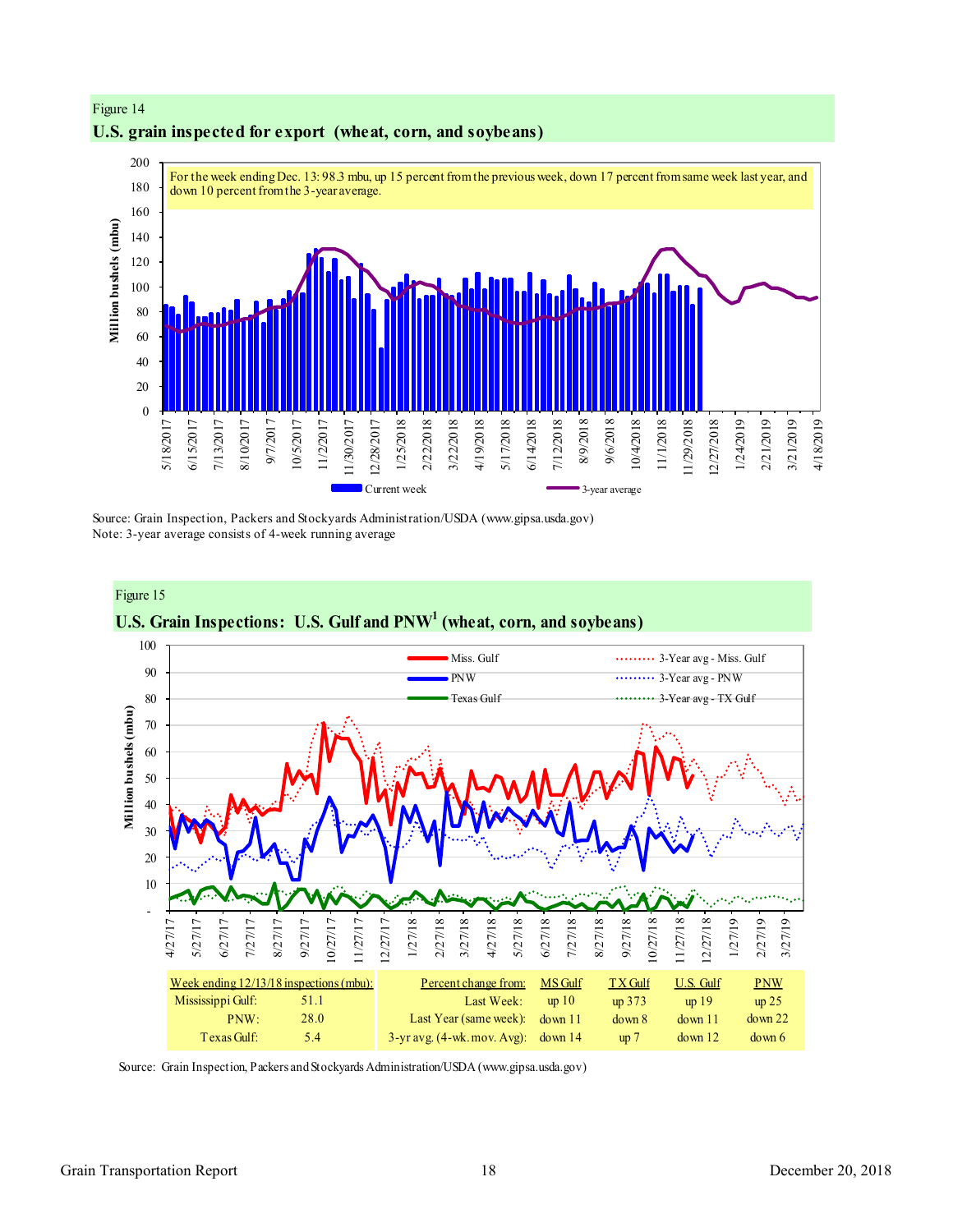Figure 14

**U.S. grain inspected for export (wheat, corn, and soybeans)**

For the week ending Dec. 13: 98.3 mbu, up 15 percent from the previous week, down 17 percent from same week last year, and down 10 percent from the 3-year average.

Source: Grain Inspection, Packers and Stockyards Administration/USDA (www.gipsa.usda.gov)
Note: 3-year average consists of 4-week running average

Figure 15

**U.S. Grain Inspections: U.S. Gulf and PNW[1] (wheat, corn, and soybeans)**

| Week ending 12/13/18 inspections (mbu): | |
|---|---|
| Mississippi Gulf: | 51.1 |
| PNW: | 28.0 |
| Texas Gulf: | 5.4 |

| Percent change from: | MS Gulf | TX Gulf | U.S. Gulf | PNW |
|---|---|---|---|---|
| Last Week: | up 10 | up 373 | up 19 | up 25 |
| Last Year (same week): | down 11 | down 8 | down 11 | down 22 |
| 3-yr avg. (4-wk. mov. Avg): | down 14 | up 7 | down 12 | down 6 |

Source: Grain Inspection, Packers and Stockyards Administration/USDA (www.gipsa.usda.gov)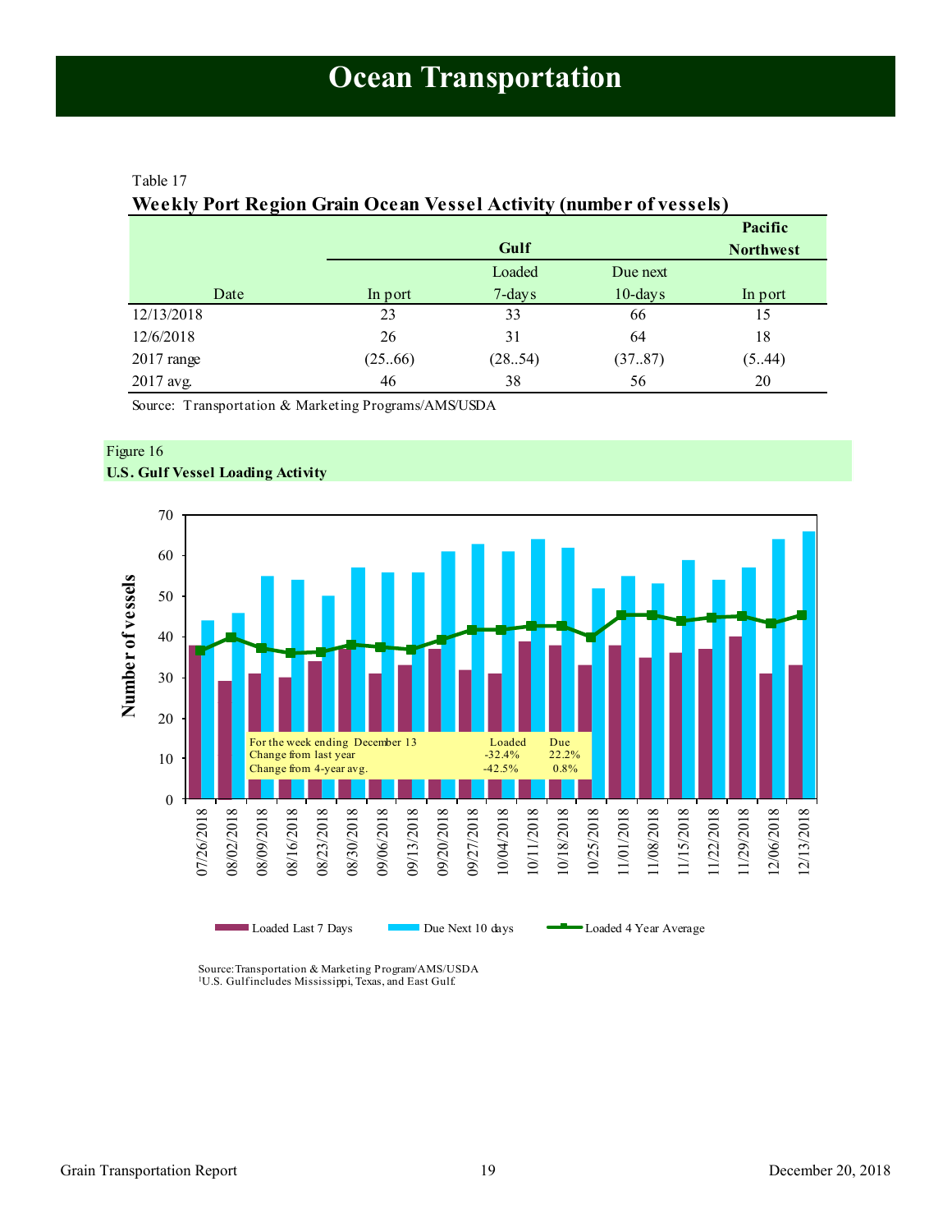# Ocean Transportation

Table 17

**Weekly Port Region Grain Ocean Vessel Activity (number of vessels)**

| | Gulf | | | Pacific Northwest |
|---|---|---|---|---|
| Date | In port | Loaded 7-days | Due next 10-days | In port |
| 12/13/2018 | 23 | 33 | 66 | 15 |
| 12/6/2018 | 26 | 31 | 64 | 18 |
| 2017 range | (25..66) | (28..54) | (37..87) | (5..44) |
| 2017 avg. | 46 | 38 | 56 | 20 |

Source: Transportation & Marketing Programs/AMS/USDA

Figure 16

**U.S. Gulf Vessel Loading Activity**

| For the week ending December 13 | Loaded | Due |
|---|---|---|
| Change from last year | -32.4% | 22.2% |
| Change from 4-year avg. | -42.5% | 0.8% |

Source: Transportation & Marketing Program/AMS/USDA

[1]U.S. Gulf includes Mississippi, Texas, and East Gulf.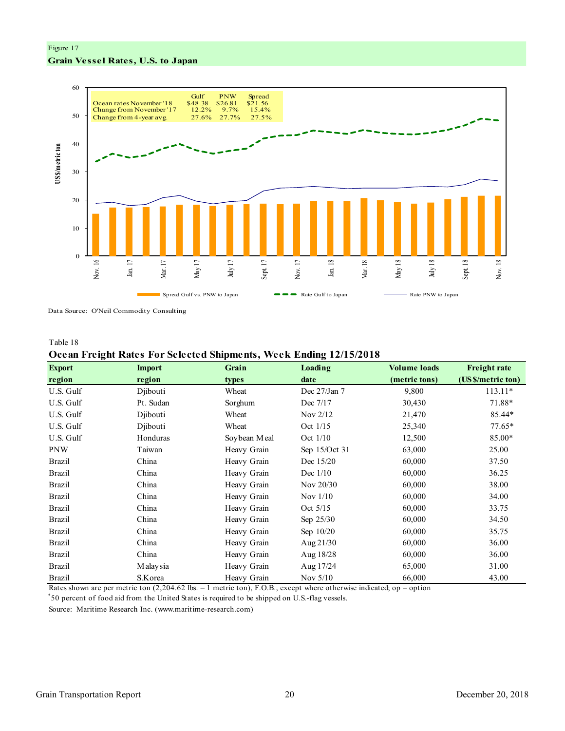Figure 17

**Grain Vessel Rates, U.S. to Japan**

| | Gulf | PNW | Spread |
|---|---|---|---|
| Ocean rates November '18 | $48.38 | $26.81 | $21.56 |
| Change from November '17 | 12.2% | 9.7% | 15.4% |
| Change from 4-year avg. | 27.6% | 27.7% | 27.5% |

Spread Gulf vs. PNW to Japan — Rate Gulf to Japan — Rate PNW to Japan

Data Source: O'Neil Commodity Consulting

Table 18

**Ocean Freight Rates For Selected Shipments, Week Ending 12/15/2018**

| Export region | Import region | Grain types | Loading date | Volume loads (metric tons) | Freight rate (US$/metric ton) |
|---|---|---|---|---|---|
| U.S. Gulf | Djibouti | Wheat | Dec 27/Jan 7 | 9,800 | 113.11* |
| U.S. Gulf | Pt. Sudan | Sorghum | Dec 7/17 | 30,430 | 71.88* |
| U.S. Gulf | Djibouti | Wheat | Nov 2/12 | 21,470 | 85.44* |
| U.S. Gulf | Djibouti | Wheat | Oct 1/15 | 25,340 | 77.65* |
| U.S. Gulf | Honduras | Soybean Meal | Oct 1/10 | 12,500 | 85.00* |
| PNW | Taiwan | Heavy Grain | Sep 15/Oct 31 | 63,000 | 25.00 |
| Brazil | China | Heavy Grain | Dec 15/20 | 60,000 | 37.50 |
| Brazil | China | Heavy Grain | Dec 1/10 | 60,000 | 36.25 |
| Brazil | China | Heavy Grain | Nov 20/30 | 60,000 | 38.00 |
| Brazil | China | Heavy Grain | Nov 1/10 | 60,000 | 34.00 |
| Brazil | China | Heavy Grain | Oct 5/15 | 60,000 | 33.75 |
| Brazil | China | Heavy Grain | Sep 25/30 | 60,000 | 34.50 |
| Brazil | China | Heavy Grain | Sep 10/20 | 60,000 | 35.75 |
| Brazil | China | Heavy Grain | Aug 21/30 | 60,000 | 36.00 |
| Brazil | China | Heavy Grain | Aug 18/28 | 60,000 | 36.00 |
| Brazil | Malaysia | Heavy Grain | Aug 17/24 | 65,000 | 31.00 |
| Brazil | S.Korea | Heavy Grain | Nov 5/10 | 66,000 | 43.00 |

Rates shown are per metric ton (2,204.62 lbs. = 1 metric ton), F.O.B., except where otherwise indicated; op = option

*50 percent of food aid from the United States is required to be shipped on U.S.-flag vessels.

Source: Maritime Research Inc. (www.maritime-research.com)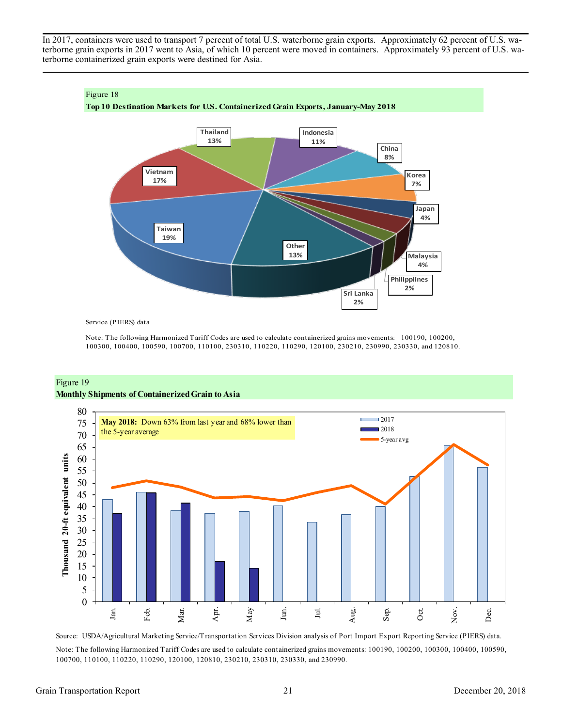In 2017, containers were used to transport 7 percent of total U.S. waterborne grain exports. Approximately 62 percent of U.S. waterborne grain exports in 2017 went to Asia, of which 10 percent were moved in containers. Approximately 93 percent of U.S. waterborne containerized grain exports were destined for Asia.

Figure 18

**Top 10 Destination Markets for U.S. Containerized Grain Exports, January-May 2018**

| Destination | Share |
|---|---|
| Taiwan | 19% |
| Vietnam | 17% |
| Thailand | 13% |
| Indonesia | 11% |
| China | 8% |
| Korea | 7% |
| Japan | 4% |
| Malaysia | 4% |
| Philipplines | 2% |
| Sri Lanka | 2% |
| Other | 13% |

Service (PIERS) data

Note: The following Harmonized Tariff Codes are used to calculate containerized grains movements: 100190, 100200, 100300, 100400, 100590, 100700, 110100, 230310, 110220, 110290, 120100, 230210, 230990, 230330, and 120810.

Figure 19

**Monthly Shipments of Containerized Grain to Asia**

**May 2018:** Down 63% from last year and 68% lower than the 5-year average

Thousand 20-ft equivalent units

| Month | 2017 | 2018 | 5-year avg |
|---|---|---|---|
| Jan. | 43 | 37 | 48 |
| Feb. | 46 | 46 | 51 |
| Mar. | 38.5 | 41.5 | 48 |
| Apr. | 37 | 17 | 44 |
| May | 38 | 14 | 44 |
| Jun. | 40 | | 42.5 |
| Jul. | 33.5 | | 46 |
| Aug. | 36.5 | | 49 |
| Sep. | 40 | | 41 |
| Oct. | 53 | | 53 |
| Nov. | 65.5 | | 66 |
| Dec. | 56.5 | | 57.5 |

Source: USDA/Agricultural Marketing Service/Transportation Services Division analysis of Port Import Export Reporting Service (PIERS) data.

Note: The following Harmonized Tariff Codes are used to calculate containerized grains movements: 100190, 100200, 100300, 100400, 100590, 100700, 110100, 110220, 110290, 120100, 120810, 230210, 230310, 230330, and 230990.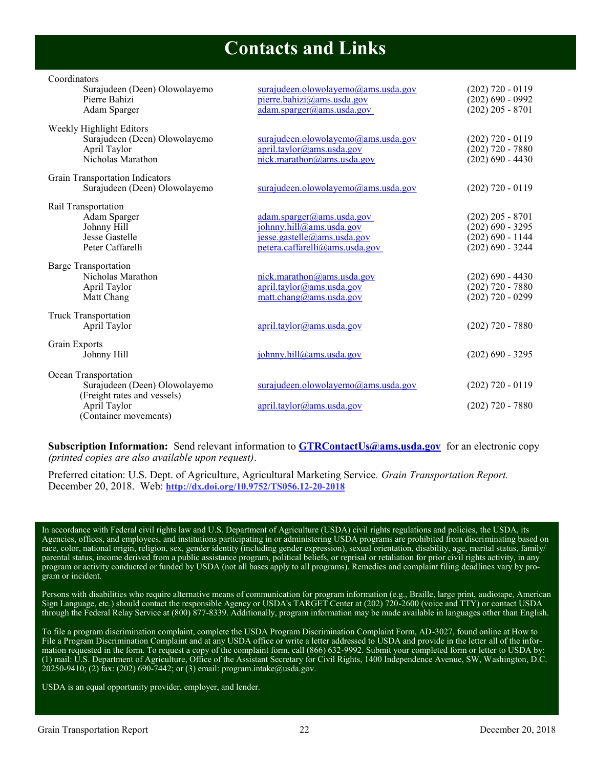# Contacts and Links

| | | |
|---|---|---|
| **Coordinators** | | |
| Surajudeen (Deen) Olowolayemo | surajudeen.olowolayemo@ams.usda.gov | (202) 720 - 0119 |
| Pierre Bahizi | pierre.bahizi@ams.usda.gov | (202) 690 - 0992 |
| Adam Sparger | adam.sparger@ams.usda.gov | (202) 205 - 8701 |
| **Weekly Highlight Editors** | | |
| Surajudeen (Deen) Olowolayemo | surajudeen.olowolayemo@ams.usda.gov | (202) 720 - 0119 |
| April Taylor | april.taylor@ams.usda.gov | (202) 720 - 7880 |
| Nicholas Marathon | nick.marathon@ams.usda.gov | (202) 690 - 4430 |
| **Grain Transportation Indicators** | | |
| Surajudeen (Deen) Olowolayemo | surajudeen.olowolayemo@ams.usda.gov | (202) 720 - 0119 |
| **Rail Transportation** | | |
| Adam Sparger | adam.sparger@ams.usda.gov | (202) 205 - 8701 |
| Johnny Hill | johnny.hill@ams.usda.gov | (202) 690 - 3295 |
| Jesse Gastelle | jesse.gastelle@ams.usda.gov | (202) 690 - 1144 |
| Peter Caffarelli | petera.caffarelli@ams.usda.gov | (202) 690 - 3244 |
| **Barge Transportation** | | |
| Nicholas Marathon | nick.marathon@ams.usda.gov | (202) 690 - 4430 |
| April Taylor | april.taylor@ams.usda.gov | (202) 720 - 7880 |
| Matt Chang | matt.chang@ams.usda.gov | (202) 720 - 0299 |
| **Truck Transportation** | | |
| April Taylor | april.taylor@ams.usda.gov | (202) 720 - 7880 |
| **Grain Exports** | | |
| Johnny Hill | johnny.hill@ams.usda.gov | (202) 690 - 3295 |
| **Ocean Transportation** | | |
| Surajudeen (Deen) Olowolayemo (Freight rates and vessels) | surajudeen.olowolayemo@ams.usda.gov | (202) 720 - 0119 |
| April Taylor (Container movements) | april.taylor@ams.usda.gov | (202) 720 - 7880 |

**Subscription Information:** Send relevant information to **GTRContactUs@ams.usda.gov** for an electronic copy *(printed copies are also available upon request)*.

Preferred citation: U.S. Dept. of Agriculture, Agricultural Marketing Service. *Grain Transportation Report.* December 20, 2018. Web: **http://dx.doi.org/10.9752/TS056.12-20-2018**

In accordance with Federal civil rights law and U.S. Department of Agriculture (USDA) civil rights regulations and policies, the USDA, its Agencies, offices, and employees, and institutions participating in or administering USDA programs are prohibited from discriminating based on race, color, national origin, religion, sex, gender identity (including gender expression), sexual orientation, disability, age, marital status, family/parental status, income derived from a public assistance program, political beliefs, or reprisal or retaliation for prior civil rights activity, in any program or activity conducted or funded by USDA (not all bases apply to all programs). Remedies and complaint filing deadlines vary by program or incident.

Persons with disabilities who require alternative means of communication for program information (e.g., Braille, large print, audiotape, American Sign Language, etc.) should contact the responsible Agency or USDA's TARGET Center at (202) 720-2600 (voice and TTY) or contact USDA through the Federal Relay Service at (800) 877-8339. Additionally, program information may be made available in languages other than English.

To file a program discrimination complaint, complete the USDA Program Discrimination Complaint Form, AD-3027, found online at How to File a Program Discrimination Complaint and at any USDA office or write a letter addressed to USDA and provide in the letter all of the information requested in the form. To request a copy of the complaint form, call (866) 632-9992. Submit your completed form or letter to USDA by: (1) mail: U.S. Department of Agriculture, Office of the Assistant Secretary for Civil Rights, 1400 Independence Avenue, SW, Washington, D.C. 20250-9410; (2) fax: (202) 690-7442; or (3) email: program.intake@usda.gov.

USDA is an equal opportunity provider, employer, and lender.